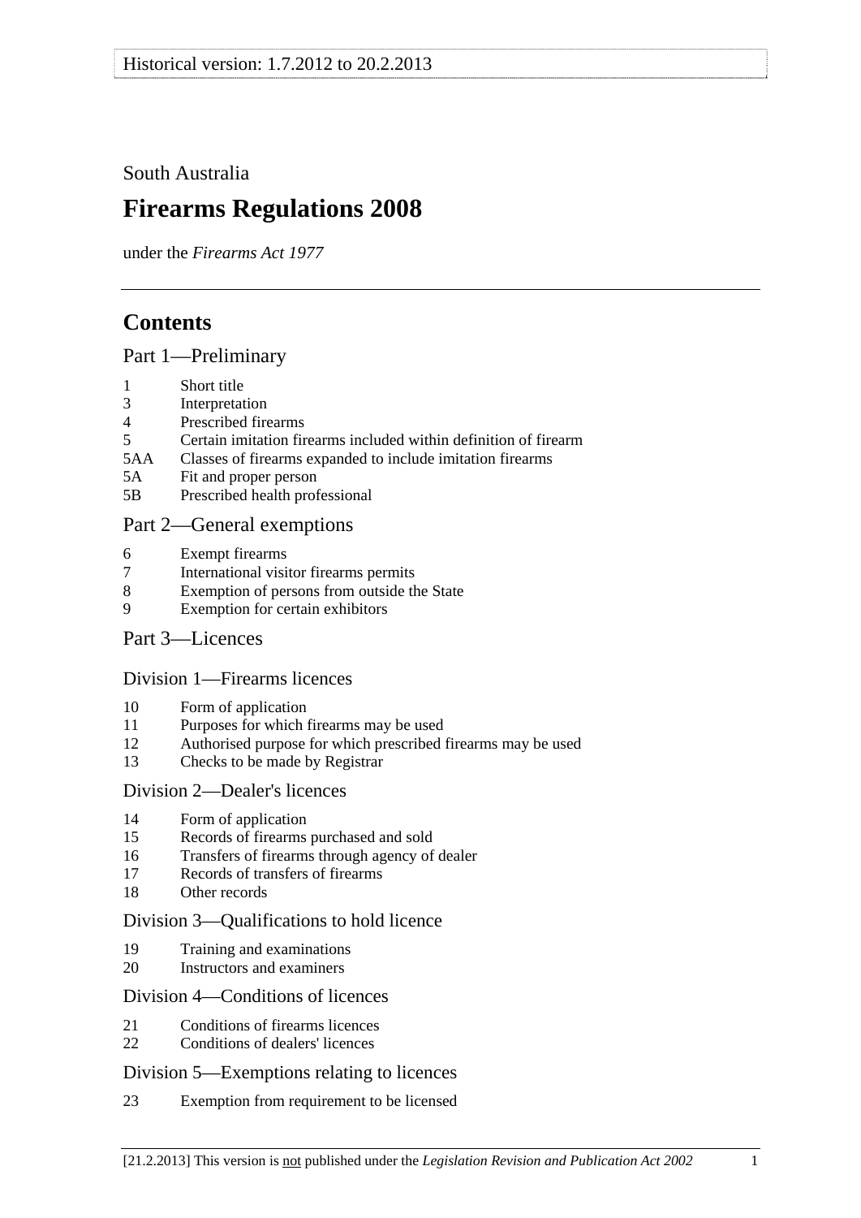Historical version: 1.7.2012 to 20.2.2013

South Australia

# Firearms Regulations 2008

under the *Firearms Act 1977*

## Contents

### Part 1—Preliminary

1 Short title
3 Interpretation
4 Prescribed firearms
5 Certain imitation firearms included within definition of firearm
5AA Classes of firearms expanded to include imitation firearms
5A Fit and proper person
5B Prescribed health professional

### Part 2—General exemptions

6 Exempt firearms
7 International visitor firearms permits
8 Exemption of persons from outside the State
9 Exemption for certain exhibitors

### Part 3—Licences

#### Division 1—Firearms licences

10 Form of application
11 Purposes for which firearms may be used
12 Authorised purpose for which prescribed firearms may be used
13 Checks to be made by Registrar

#### Division 2—Dealer's licences

14 Form of application
15 Records of firearms purchased and sold
16 Transfers of firearms through agency of dealer
17 Records of transfers of firearms
18 Other records

#### Division 3—Qualifications to hold licence

19 Training and examinations
20 Instructors and examiners

#### Division 4—Conditions of licences

21 Conditions of firearms licences
22 Conditions of dealers' licences

#### Division 5—Exemptions relating to licences

23 Exemption from requirement to be licensed

[21.2.2013] This version is not published under the *Legislation Revision and Publication Act 2002*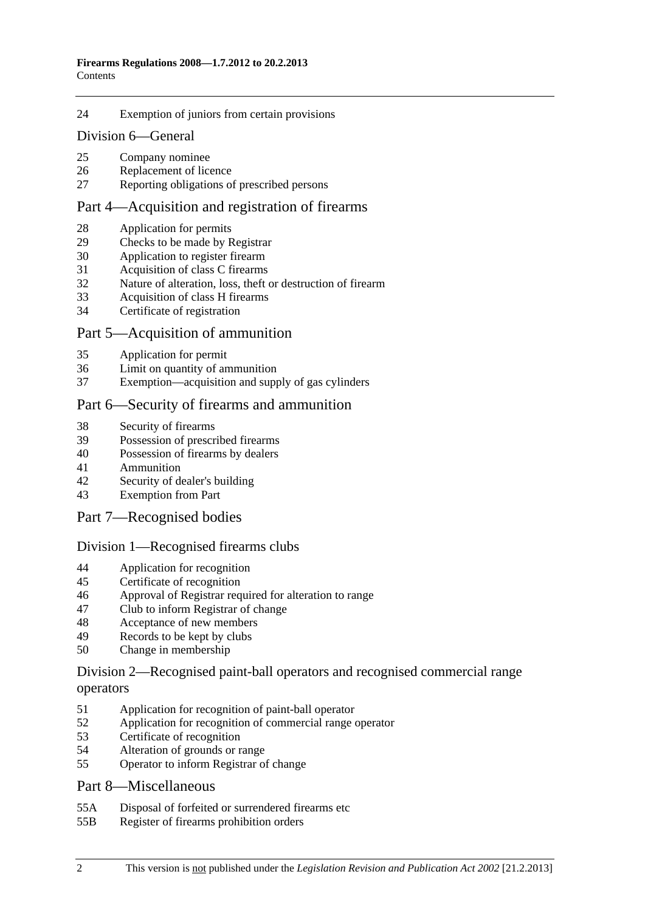24 Exemption of juniors from certain provisions

## Division 6—General

25 Company nominee
26 Replacement of licence
27 Reporting obligations of prescribed persons

## Part 4—Acquisition and registration of firearms

28 Application for permits
29 Checks to be made by Registrar
30 Application to register firearm
31 Acquisition of class C firearms
32 Nature of alteration, loss, theft or destruction of firearm
33 Acquisition of class H firearms
34 Certificate of registration

## Part 5—Acquisition of ammunition

35 Application for permit
36 Limit on quantity of ammunition
37 Exemption—acquisition and supply of gas cylinders

## Part 6—Security of firearms and ammunition

38 Security of firearms
39 Possession of prescribed firearms
40 Possession of firearms by dealers
41 Ammunition
42 Security of dealer's building
43 Exemption from Part

## Part 7—Recognised bodies

### Division 1—Recognised firearms clubs

44 Application for recognition
45 Certificate of recognition
46 Approval of Registrar required for alteration to range
47 Club to inform Registrar of change
48 Acceptance of new members
49 Records to be kept by clubs
50 Change in membership

### Division 2—Recognised paint-ball operators and recognised commercial range operators

51 Application for recognition of paint-ball operator
52 Application for recognition of commercial range operator
53 Certificate of recognition
54 Alteration of grounds or range
55 Operator to inform Registrar of change

## Part 8—Miscellaneous

55A Disposal of forfeited or surrendered firearms etc
55B Register of firearms prohibition orders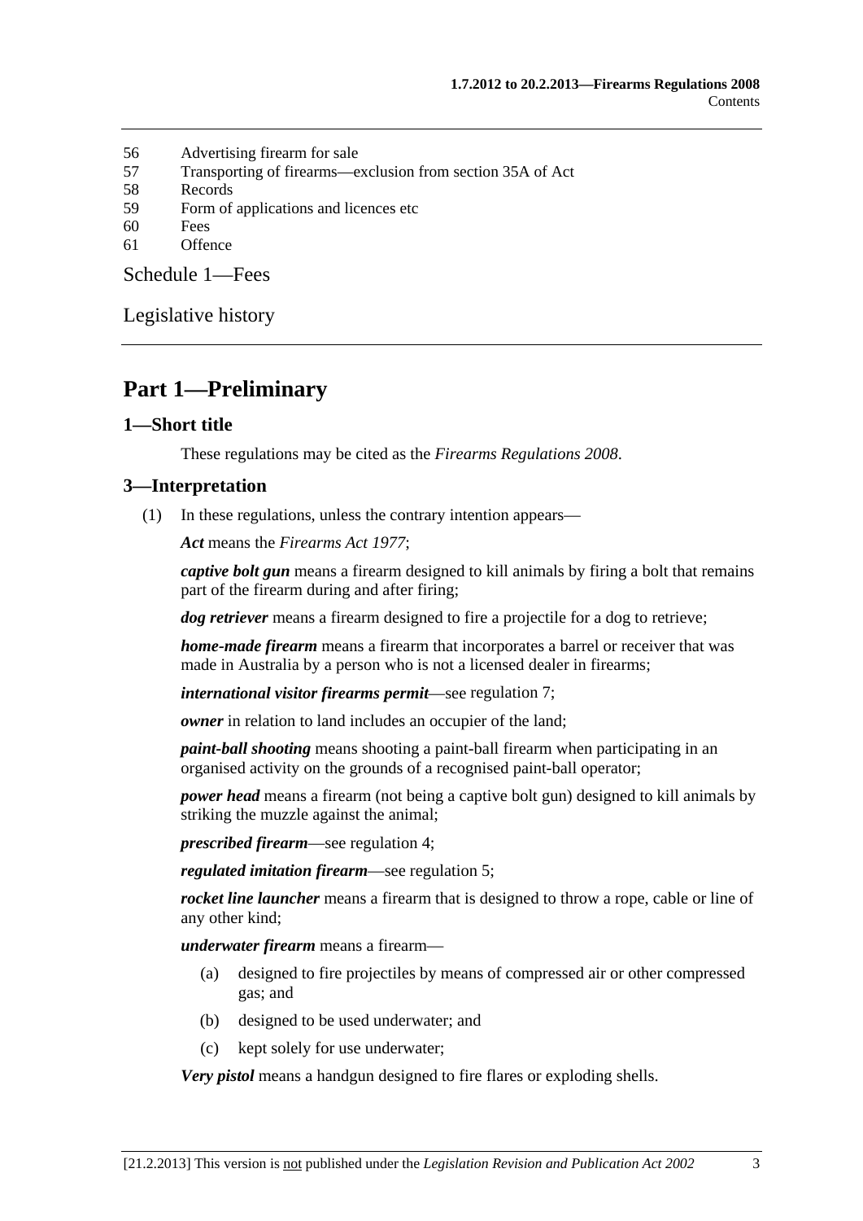56 Advertising firearm for sale
57 Transporting of firearms—exclusion from section 35A of Act
58 Records
59 Form of applications and licences etc
60 Fees
61 Offence

Schedule 1—Fees

Legislative history

# Part 1—Preliminary

## 1—Short title

These regulations may be cited as the *Firearms Regulations 2008*.

## 3—Interpretation

(1) In these regulations, unless the contrary intention appears—

***Act*** means the *Firearms Act 1977*;

***captive bolt gun*** means a firearm designed to kill animals by firing a bolt that remains part of the firearm during and after firing;

***dog retriever*** means a firearm designed to fire a projectile for a dog to retrieve;

***home-made firearm*** means a firearm that incorporates a barrel or receiver that was made in Australia by a person who is not a licensed dealer in firearms;

***international visitor firearms permit***—see regulation 7;

***owner*** in relation to land includes an occupier of the land;

***paint-ball shooting*** means shooting a paint-ball firearm when participating in an organised activity on the grounds of a recognised paint-ball operator;

***power head*** means a firearm (not being a captive bolt gun) designed to kill animals by striking the muzzle against the animal;

***prescribed firearm***—see regulation 4;

***regulated imitation firearm***—see regulation 5;

***rocket line launcher*** means a firearm that is designed to throw a rope, cable or line of any other kind;

***underwater firearm*** means a firearm—

(a) designed to fire projectiles by means of compressed air or other compressed gas; and

(b) designed to be used underwater; and

(c) kept solely for use underwater;

***Very pistol*** means a handgun designed to fire flares or exploding shells.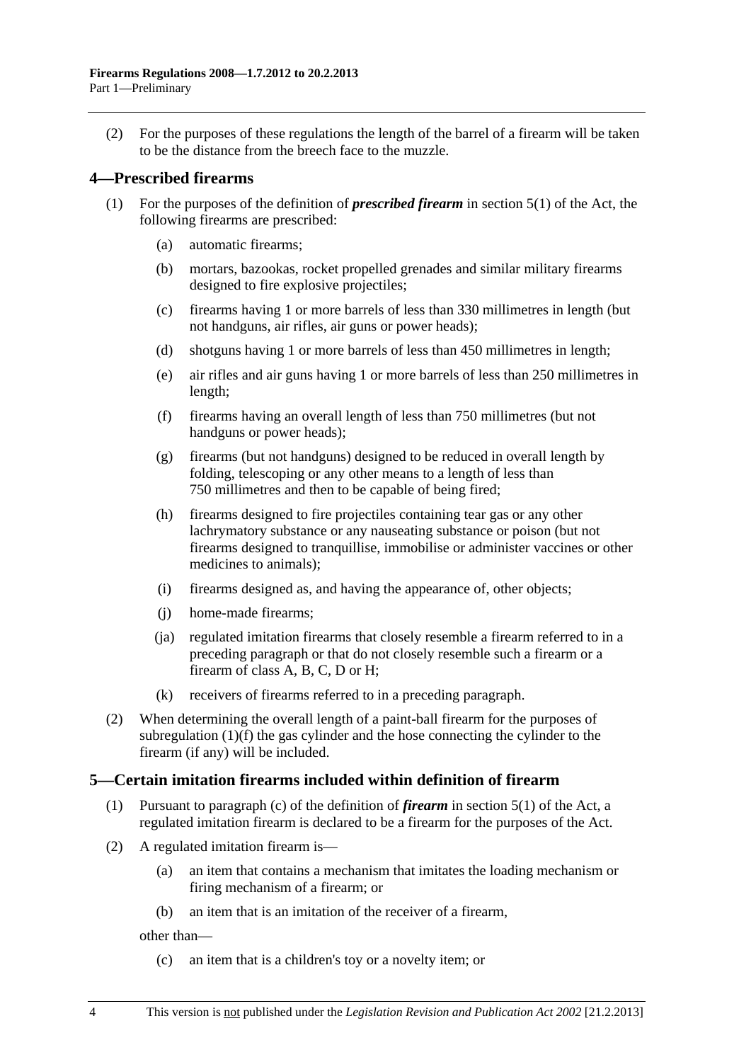(2) For the purposes of these regulations the length of the barrel of a firearm will be taken to be the distance from the breech face to the muzzle.

## 4—Prescribed firearms

(1) For the purposes of the definition of ***prescribed firearm*** in section 5(1) of the Act, the following firearms are prescribed:

- (a) automatic firearms;
- (b) mortars, bazookas, rocket propelled grenades and similar military firearms designed to fire explosive projectiles;
- (c) firearms having 1 or more barrels of less than 330 millimetres in length (but not handguns, air rifles, air guns or power heads);
- (d) shotguns having 1 or more barrels of less than 450 millimetres in length;
- (e) air rifles and air guns having 1 or more barrels of less than 250 millimetres in length;
- (f) firearms having an overall length of less than 750 millimetres (but not handguns or power heads);
- (g) firearms (but not handguns) designed to be reduced in overall length by folding, telescoping or any other means to a length of less than 750 millimetres and then to be capable of being fired;
- (h) firearms designed to fire projectiles containing tear gas or any other lachrymatory substance or any nauseating substance or poison (but not firearms designed to tranquillise, immobilise or administer vaccines or other medicines to animals);
- (i) firearms designed as, and having the appearance of, other objects;
- (j) home-made firearms;
- (ja) regulated imitation firearms that closely resemble a firearm referred to in a preceding paragraph or that do not closely resemble such a firearm or a firearm of class A, B, C, D or H;
- (k) receivers of firearms referred to in a preceding paragraph.

(2) When determining the overall length of a paint-ball firearm for the purposes of subregulation (1)(f) the gas cylinder and the hose connecting the cylinder to the firearm (if any) will be included.

## 5—Certain imitation firearms included within definition of firearm

(1) Pursuant to paragraph (c) of the definition of ***firearm*** in section 5(1) of the Act, a regulated imitation firearm is declared to be a firearm for the purposes of the Act.

(2) A regulated imitation firearm is—

- (a) an item that contains a mechanism that imitates the loading mechanism or firing mechanism of a firearm; or
- (b) an item that is an imitation of the receiver of a firearm,

other than—

- (c) an item that is a children's toy or a novelty item; or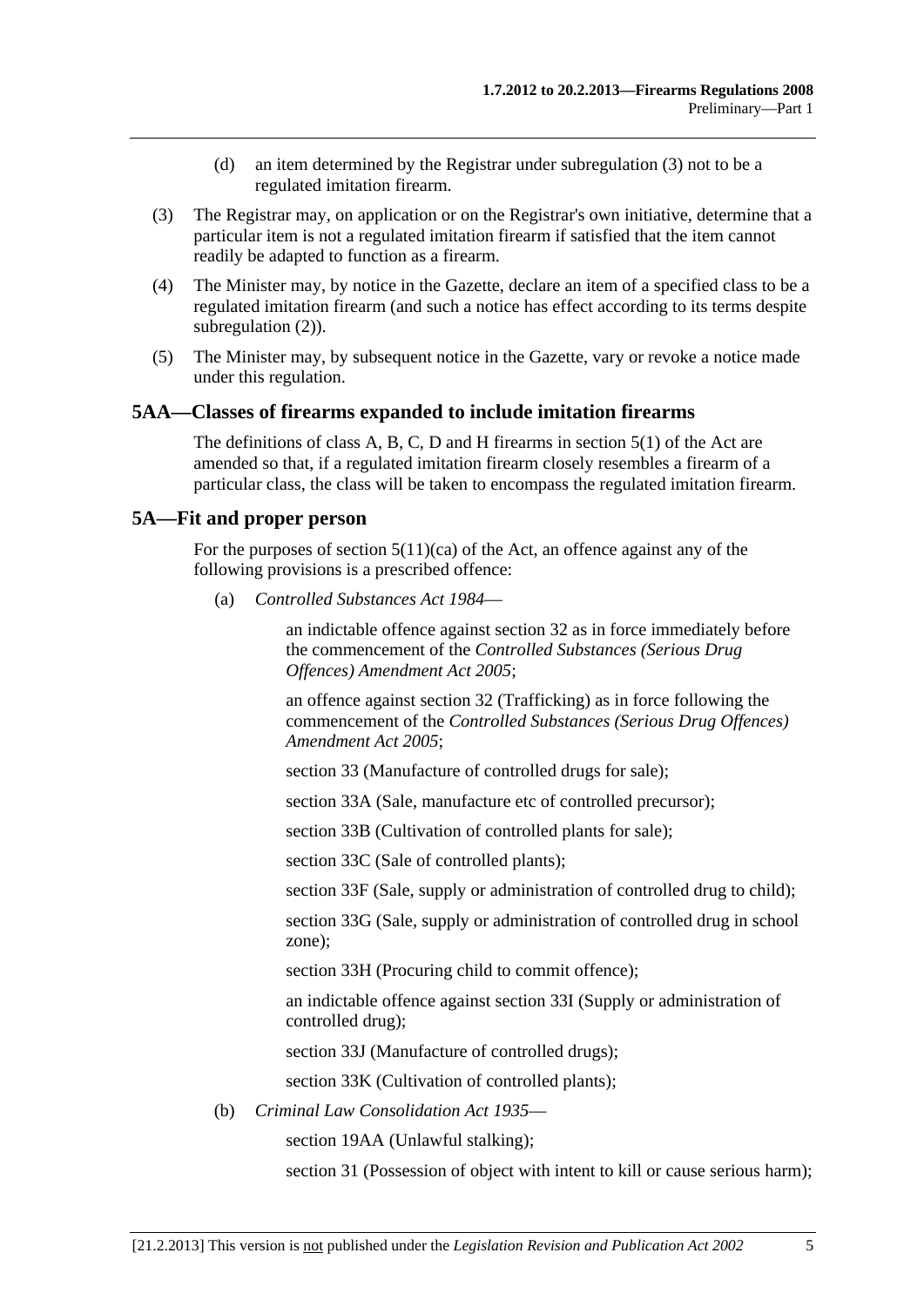(d) an item determined by the Registrar under subregulation (3) not to be a regulated imitation firearm.

(3) The Registrar may, on application or on the Registrar's own initiative, determine that a particular item is not a regulated imitation firearm if satisfied that the item cannot readily be adapted to function as a firearm.

(4) The Minister may, by notice in the Gazette, declare an item of a specified class to be a regulated imitation firearm (and such a notice has effect according to its terms despite subregulation (2)).

(5) The Minister may, by subsequent notice in the Gazette, vary or revoke a notice made under this regulation.

## 5AA—Classes of firearms expanded to include imitation firearms

The definitions of class A, B, C, D and H firearms in section 5(1) of the Act are amended so that, if a regulated imitation firearm closely resembles a firearm of a particular class, the class will be taken to encompass the regulated imitation firearm.

## 5A—Fit and proper person

For the purposes of section 5(11)(ca) of the Act, an offence against any of the following provisions is a prescribed offence:

(a) *Controlled Substances Act 1984*—

an indictable offence against section 32 as in force immediately before the commencement of the *Controlled Substances (Serious Drug Offences) Amendment Act 2005*;

an offence against section 32 (Trafficking) as in force following the commencement of the *Controlled Substances (Serious Drug Offences) Amendment Act 2005*;

section 33 (Manufacture of controlled drugs for sale);

section 33A (Sale, manufacture etc of controlled precursor);

section 33B (Cultivation of controlled plants for sale);

section 33C (Sale of controlled plants);

section 33F (Sale, supply or administration of controlled drug to child);

section 33G (Sale, supply or administration of controlled drug in school zone);

section 33H (Procuring child to commit offence);

an indictable offence against section 33I (Supply or administration of controlled drug);

section 33J (Manufacture of controlled drugs);

section 33K (Cultivation of controlled plants);

(b) *Criminal Law Consolidation Act 1935*—

section 19AA (Unlawful stalking);

section 31 (Possession of object with intent to kill or cause serious harm);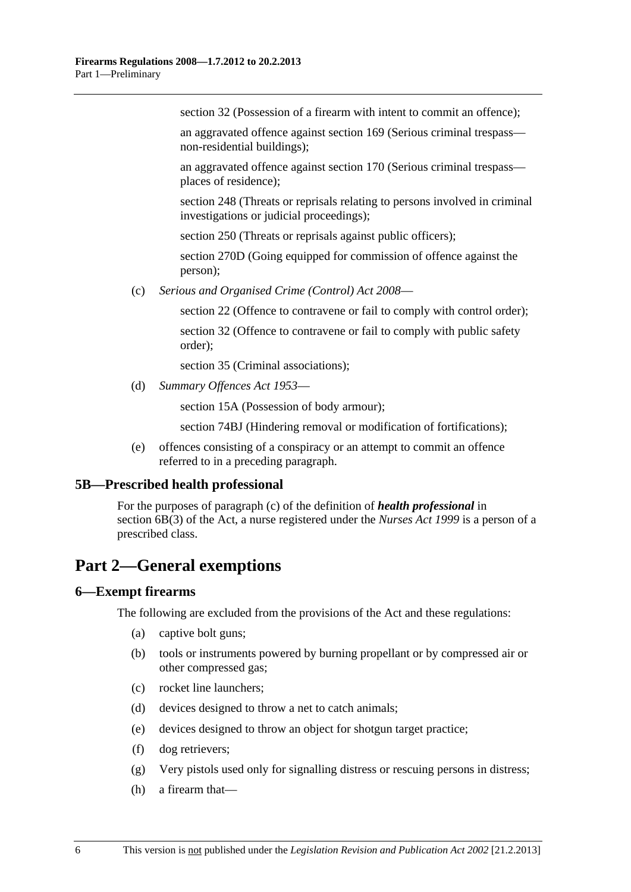section 32 (Possession of a firearm with intent to commit an offence);

an aggravated offence against section 169 (Serious criminal trespass—non-residential buildings);

an aggravated offence against section 170 (Serious criminal trespass—places of residence);

section 248 (Threats or reprisals relating to persons involved in criminal investigations or judicial proceedings);

section 250 (Threats or reprisals against public officers);

section 270D (Going equipped for commission of offence against the person);

(c) *Serious and Organised Crime (Control) Act 2008*—

section 22 (Offence to contravene or fail to comply with control order);

section 32 (Offence to contravene or fail to comply with public safety order);

section 35 (Criminal associations);

(d) *Summary Offences Act 1953*—

section 15A (Possession of body armour);

section 74BJ (Hindering removal or modification of fortifications);

(e) offences consisting of a conspiracy or an attempt to commit an offence referred to in a preceding paragraph.

### 5B—Prescribed health professional

For the purposes of paragraph (c) of the definition of ***health professional*** in section 6B(3) of the Act, a nurse registered under the *Nurses Act 1999* is a person of a prescribed class.

## Part 2—General exemptions

### 6—Exempt firearms

The following are excluded from the provisions of the Act and these regulations:

(a) captive bolt guns;

(b) tools or instruments powered by burning propellant or by compressed air or other compressed gas;

(c) rocket line launchers;

(d) devices designed to throw a net to catch animals;

(e) devices designed to throw an object for shotgun target practice;

(f) dog retrievers;

(g) Very pistols used only for signalling distress or rescuing persons in distress;

(h) a firearm that—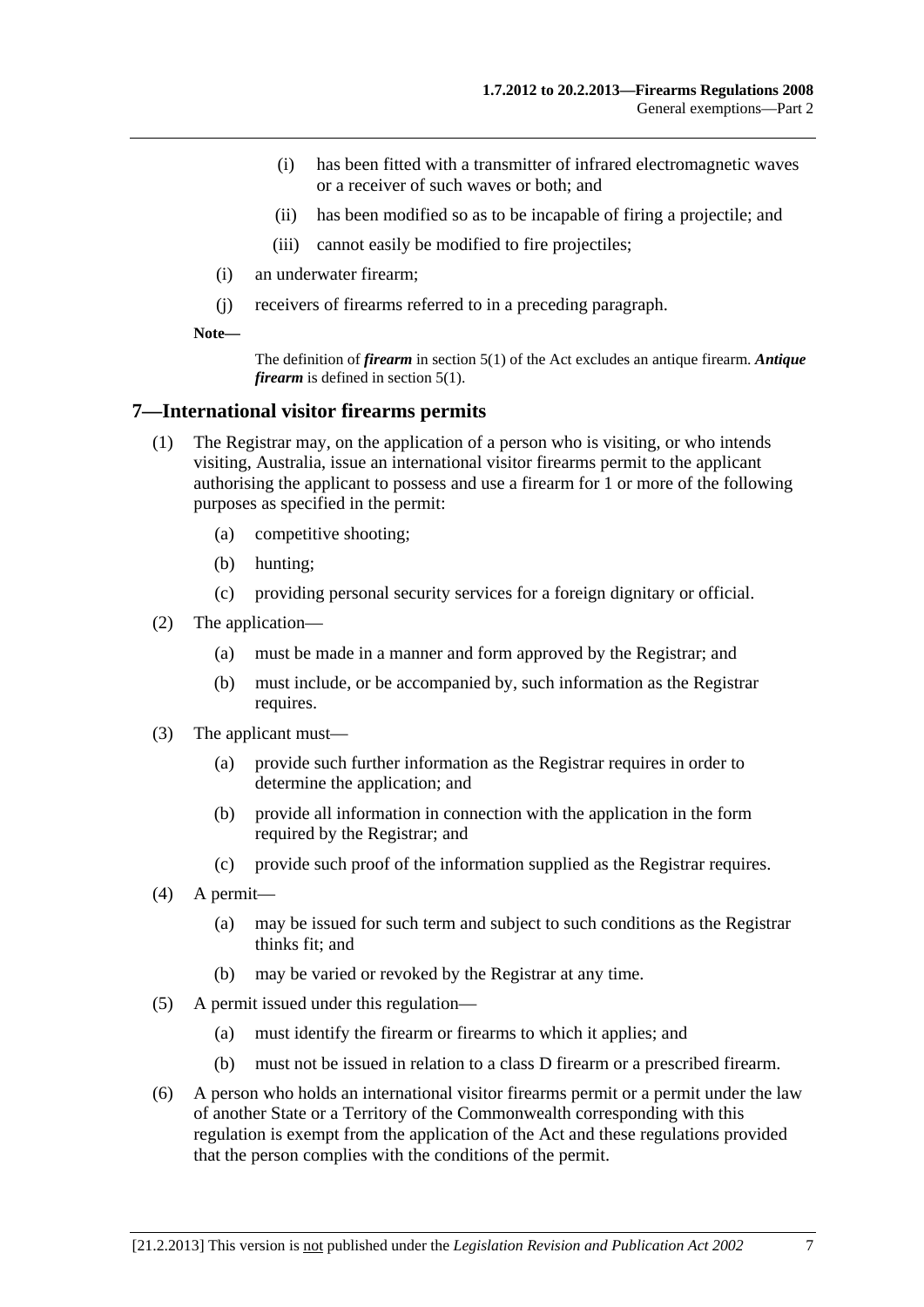(i) has been fitted with a transmitter of infrared electromagnetic waves or a receiver of such waves or both; and

(ii) has been modified so as to be incapable of firing a projectile; and

(iii) cannot easily be modified to fire projectiles;

(i) an underwater firearm;

(j) receivers of firearms referred to in a preceding paragraph.

**Note—**

The definition of ***firearm*** in section 5(1) of the Act excludes an antique firearm. ***Antique firearm*** is defined in section 5(1).

## 7—International visitor firearms permits

(1) The Registrar may, on the application of a person who is visiting, or who intends visiting, Australia, issue an international visitor firearms permit to the applicant authorising the applicant to possess and use a firearm for 1 or more of the following purposes as specified in the permit:

- (a) competitive shooting;
- (b) hunting;
- (c) providing personal security services for a foreign dignitary or official.

(2) The application—

- (a) must be made in a manner and form approved by the Registrar; and
- (b) must include, or be accompanied by, such information as the Registrar requires.

(3) The applicant must—

- (a) provide such further information as the Registrar requires in order to determine the application; and
- (b) provide all information in connection with the application in the form required by the Registrar; and
- (c) provide such proof of the information supplied as the Registrar requires.

(4) A permit—

- (a) may be issued for such term and subject to such conditions as the Registrar thinks fit; and
- (b) may be varied or revoked by the Registrar at any time.

(5) A permit issued under this regulation—

- (a) must identify the firearm or firearms to which it applies; and
- (b) must not be issued in relation to a class D firearm or a prescribed firearm.

(6) A person who holds an international visitor firearms permit or a permit under the law of another State or a Territory of the Commonwealth corresponding with this regulation is exempt from the application of the Act and these regulations provided that the person complies with the conditions of the permit.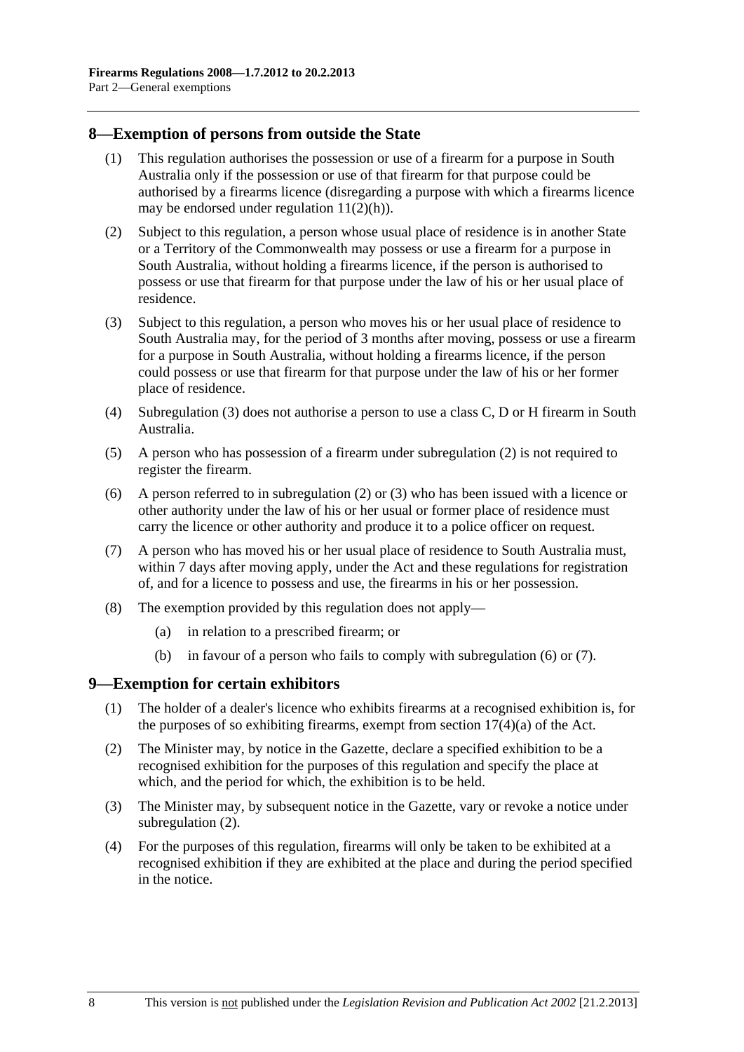## 8—Exemption of persons from outside the State

(1) This regulation authorises the possession or use of a firearm for a purpose in South Australia only if the possession or use of that firearm for that purpose could be authorised by a firearms licence (disregarding a purpose with which a firearms licence may be endorsed under regulation 11(2)(h)).

(2) Subject to this regulation, a person whose usual place of residence is in another State or a Territory of the Commonwealth may possess or use a firearm for a purpose in South Australia, without holding a firearms licence, if the person is authorised to possess or use that firearm for that purpose under the law of his or her usual place of residence.

(3) Subject to this regulation, a person who moves his or her usual place of residence to South Australia may, for the period of 3 months after moving, possess or use a firearm for a purpose in South Australia, without holding a firearms licence, if the person could possess or use that firearm for that purpose under the law of his or her former place of residence.

(4) Subregulation (3) does not authorise a person to use a class C, D or H firearm in South Australia.

(5) A person who has possession of a firearm under subregulation (2) is not required to register the firearm.

(6) A person referred to in subregulation (2) or (3) who has been issued with a licence or other authority under the law of his or her usual or former place of residence must carry the licence or other authority and produce it to a police officer on request.

(7) A person who has moved his or her usual place of residence to South Australia must, within 7 days after moving apply, under the Act and these regulations for registration of, and for a licence to possess and use, the firearms in his or her possession.

(8) The exemption provided by this regulation does not apply—

  (a) in relation to a prescribed firearm; or

  (b) in favour of a person who fails to comply with subregulation (6) or (7).

## 9—Exemption for certain exhibitors

(1) The holder of a dealer's licence who exhibits firearms at a recognised exhibition is, for the purposes of so exhibiting firearms, exempt from section 17(4)(a) of the Act.

(2) The Minister may, by notice in the Gazette, declare a specified exhibition to be a recognised exhibition for the purposes of this regulation and specify the place at which, and the period for which, the exhibition is to be held.

(3) The Minister may, by subsequent notice in the Gazette, vary or revoke a notice under subregulation (2).

(4) For the purposes of this regulation, firearms will only be taken to be exhibited at a recognised exhibition if they are exhibited at the place and during the period specified in the notice.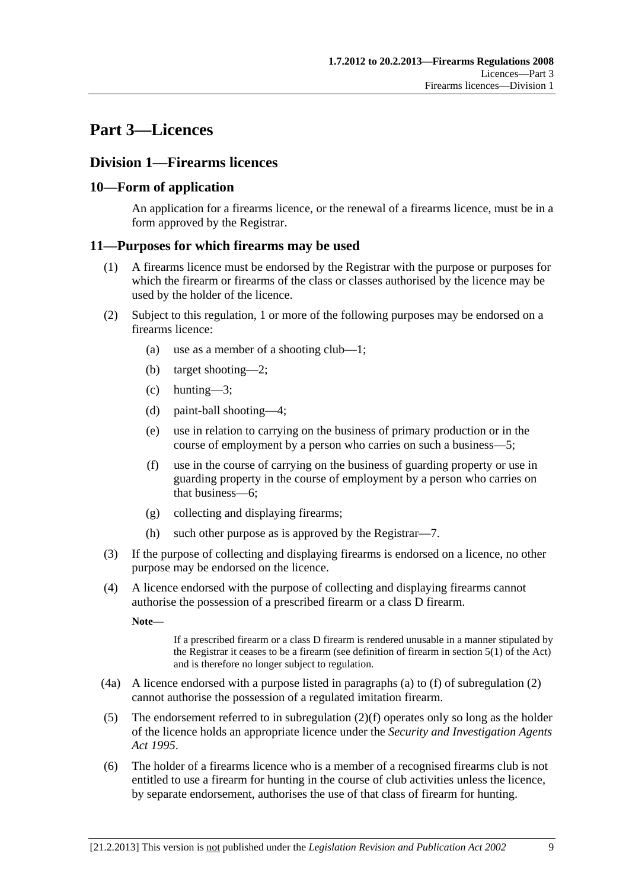# Part 3—Licences

## Division 1—Firearms licences

### 10—Form of application

An application for a firearms licence, or the renewal of a firearms licence, must be in a form approved by the Registrar.

### 11—Purposes for which firearms may be used

(1) A firearms licence must be endorsed by the Registrar with the purpose or purposes for which the firearm or firearms of the class or classes authorised by the licence may be used by the holder of the licence.

(2) Subject to this regulation, 1 or more of the following purposes may be endorsed on a firearms licence:

- (a) use as a member of a shooting club—1;
- (b) target shooting—2;
- (c) hunting—3;
- (d) paint-ball shooting—4;
- (e) use in relation to carrying on the business of primary production or in the course of employment by a person who carries on such a business—5;
- (f) use in the course of carrying on the business of guarding property or use in guarding property in the course of employment by a person who carries on that business—6;
- (g) collecting and displaying firearms;
- (h) such other purpose as is approved by the Registrar—7.

(3) If the purpose of collecting and displaying firearms is endorsed on a licence, no other purpose may be endorsed on the licence.

(4) A licence endorsed with the purpose of collecting and displaying firearms cannot authorise the possession of a prescribed firearm or a class D firearm.

**Note—**

If a prescribed firearm or a class D firearm is rendered unusable in a manner stipulated by the Registrar it ceases to be a firearm (see definition of firearm in section 5(1) of the Act) and is therefore no longer subject to regulation.

(4a) A licence endorsed with a purpose listed in paragraphs (a) to (f) of subregulation (2) cannot authorise the possession of a regulated imitation firearm.

(5) The endorsement referred to in subregulation (2)(f) operates only so long as the holder of the licence holds an appropriate licence under the *Security and Investigation Agents Act 1995*.

(6) The holder of a firearms licence who is a member of a recognised firearms club is not entitled to use a firearm for hunting in the course of club activities unless the licence, by separate endorsement, authorises the use of that class of firearm for hunting.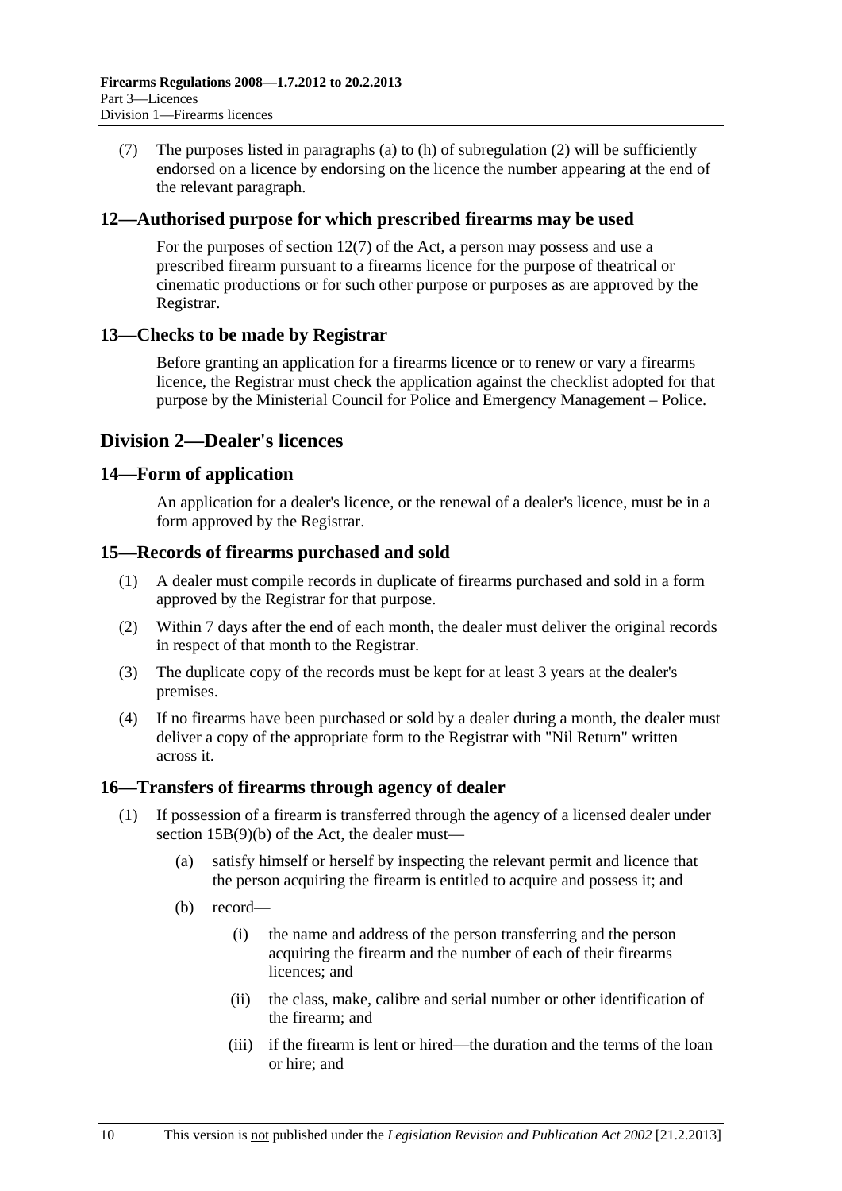(7) The purposes listed in paragraphs (a) to (h) of subregulation (2) will be sufficiently endorsed on a licence by endorsing on the licence the number appearing at the end of the relevant paragraph.

### 12—Authorised purpose for which prescribed firearms may be used

For the purposes of section 12(7) of the Act, a person may possess and use a prescribed firearm pursuant to a firearms licence for the purpose of theatrical or cinematic productions or for such other purpose or purposes as are approved by the Registrar.

### 13—Checks to be made by Registrar

Before granting an application for a firearms licence or to renew or vary a firearms licence, the Registrar must check the application against the checklist adopted for that purpose by the Ministerial Council for Police and Emergency Management – Police.

## Division 2—Dealer's licences

### 14—Form of application

An application for a dealer's licence, or the renewal of a dealer's licence, must be in a form approved by the Registrar.

### 15—Records of firearms purchased and sold

(1) A dealer must compile records in duplicate of firearms purchased and sold in a form approved by the Registrar for that purpose.

(2) Within 7 days after the end of each month, the dealer must deliver the original records in respect of that month to the Registrar.

(3) The duplicate copy of the records must be kept for at least 3 years at the dealer's premises.

(4) If no firearms have been purchased or sold by a dealer during a month, the dealer must deliver a copy of the appropriate form to the Registrar with "Nil Return" written across it.

### 16—Transfers of firearms through agency of dealer

(1) If possession of a firearm is transferred through the agency of a licensed dealer under section 15B(9)(b) of the Act, the dealer must—

- (a) satisfy himself or herself by inspecting the relevant permit and licence that the person acquiring the firearm is entitled to acquire and possess it; and
- (b) record—
    - (i) the name and address of the person transferring and the person acquiring the firearm and the number of each of their firearms licences; and
    - (ii) the class, make, calibre and serial number or other identification of the firearm; and
    - (iii) if the firearm is lent or hired—the duration and the terms of the loan or hire; and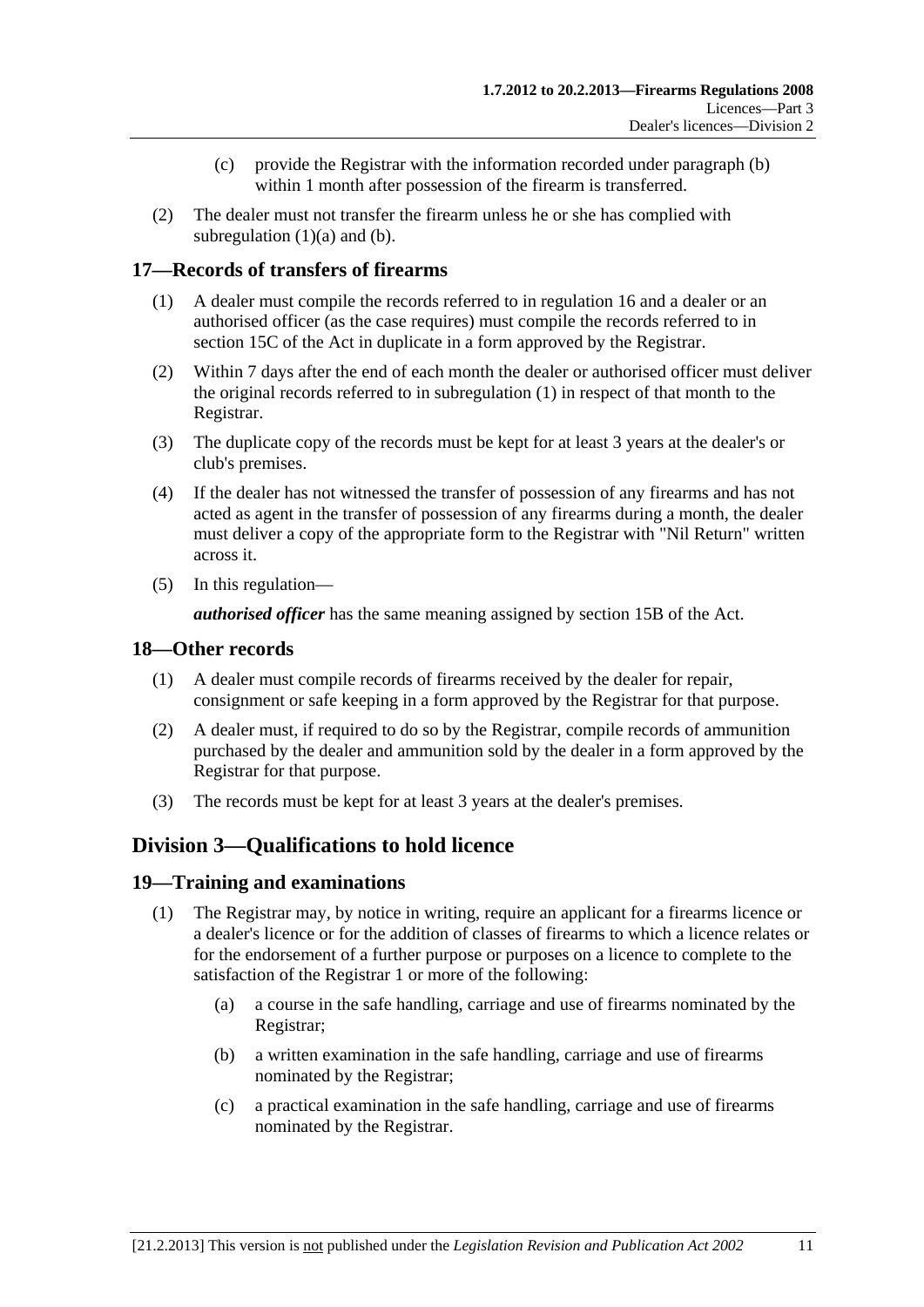(c) provide the Registrar with the information recorded under paragraph (b) within 1 month after possession of the firearm is transferred.

(2) The dealer must not transfer the firearm unless he or she has complied with subregulation (1)(a) and (b).

## 17—Records of transfers of firearms

(1) A dealer must compile the records referred to in regulation 16 and a dealer or an authorised officer (as the case requires) must compile the records referred to in section 15C of the Act in duplicate in a form approved by the Registrar.

(2) Within 7 days after the end of each month the dealer or authorised officer must deliver the original records referred to in subregulation (1) in respect of that month to the Registrar.

(3) The duplicate copy of the records must be kept for at least 3 years at the dealer's or club's premises.

(4) If the dealer has not witnessed the transfer of possession of any firearms and has not acted as agent in the transfer of possession of any firearms during a month, the dealer must deliver a copy of the appropriate form to the Registrar with "Nil Return" written across it.

(5) In this regulation—

***authorised officer*** has the same meaning assigned by section 15B of the Act.

## 18—Other records

(1) A dealer must compile records of firearms received by the dealer for repair, consignment or safe keeping in a form approved by the Registrar for that purpose.

(2) A dealer must, if required to do so by the Registrar, compile records of ammunition purchased by the dealer and ammunition sold by the dealer in a form approved by the Registrar for that purpose.

(3) The records must be kept for at least 3 years at the dealer's premises.

# Division 3—Qualifications to hold licence

## 19—Training and examinations

(1) The Registrar may, by notice in writing, require an applicant for a firearms licence or a dealer's licence or for the addition of classes of firearms to which a licence relates or for the endorsement of a further purpose or purposes on a licence to complete to the satisfaction of the Registrar 1 or more of the following:

(a) a course in the safe handling, carriage and use of firearms nominated by the Registrar;

(b) a written examination in the safe handling, carriage and use of firearms nominated by the Registrar;

(c) a practical examination in the safe handling, carriage and use of firearms nominated by the Registrar.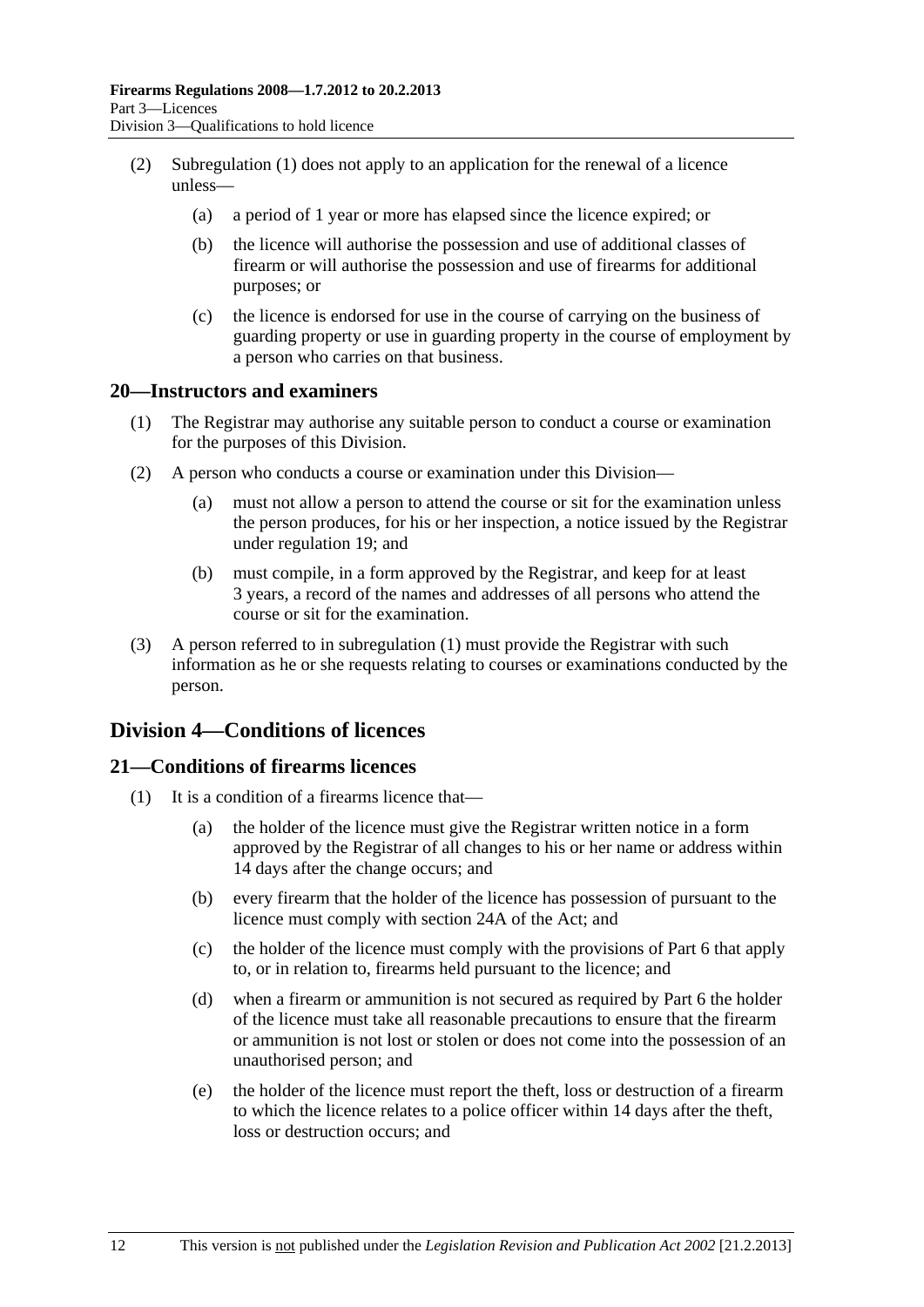(2) Subregulation (1) does not apply to an application for the renewal of a licence unless—

(a) a period of 1 year or more has elapsed since the licence expired; or

(b) the licence will authorise the possession and use of additional classes of firearm or will authorise the possession and use of firearms for additional purposes; or

(c) the licence is endorsed for use in the course of carrying on the business of guarding property or use in guarding property in the course of employment by a person who carries on that business.

## 20—Instructors and examiners

(1) The Registrar may authorise any suitable person to conduct a course or examination for the purposes of this Division.

(2) A person who conducts a course or examination under this Division—

(a) must not allow a person to attend the course or sit for the examination unless the person produces, for his or her inspection, a notice issued by the Registrar under regulation 19; and

(b) must compile, in a form approved by the Registrar, and keep for at least 3 years, a record of the names and addresses of all persons who attend the course or sit for the examination.

(3) A person referred to in subregulation (1) must provide the Registrar with such information as he or she requests relating to courses or examinations conducted by the person.

# Division 4—Conditions of licences

## 21—Conditions of firearms licences

(1) It is a condition of a firearms licence that—

(a) the holder of the licence must give the Registrar written notice in a form approved by the Registrar of all changes to his or her name or address within 14 days after the change occurs; and

(b) every firearm that the holder of the licence has possession of pursuant to the licence must comply with section 24A of the Act; and

(c) the holder of the licence must comply with the provisions of Part 6 that apply to, or in relation to, firearms held pursuant to the licence; and

(d) when a firearm or ammunition is not secured as required by Part 6 the holder of the licence must take all reasonable precautions to ensure that the firearm or ammunition is not lost or stolen or does not come into the possession of an unauthorised person; and

(e) the holder of the licence must report the theft, loss or destruction of a firearm to which the licence relates to a police officer within 14 days after the theft, loss or destruction occurs; and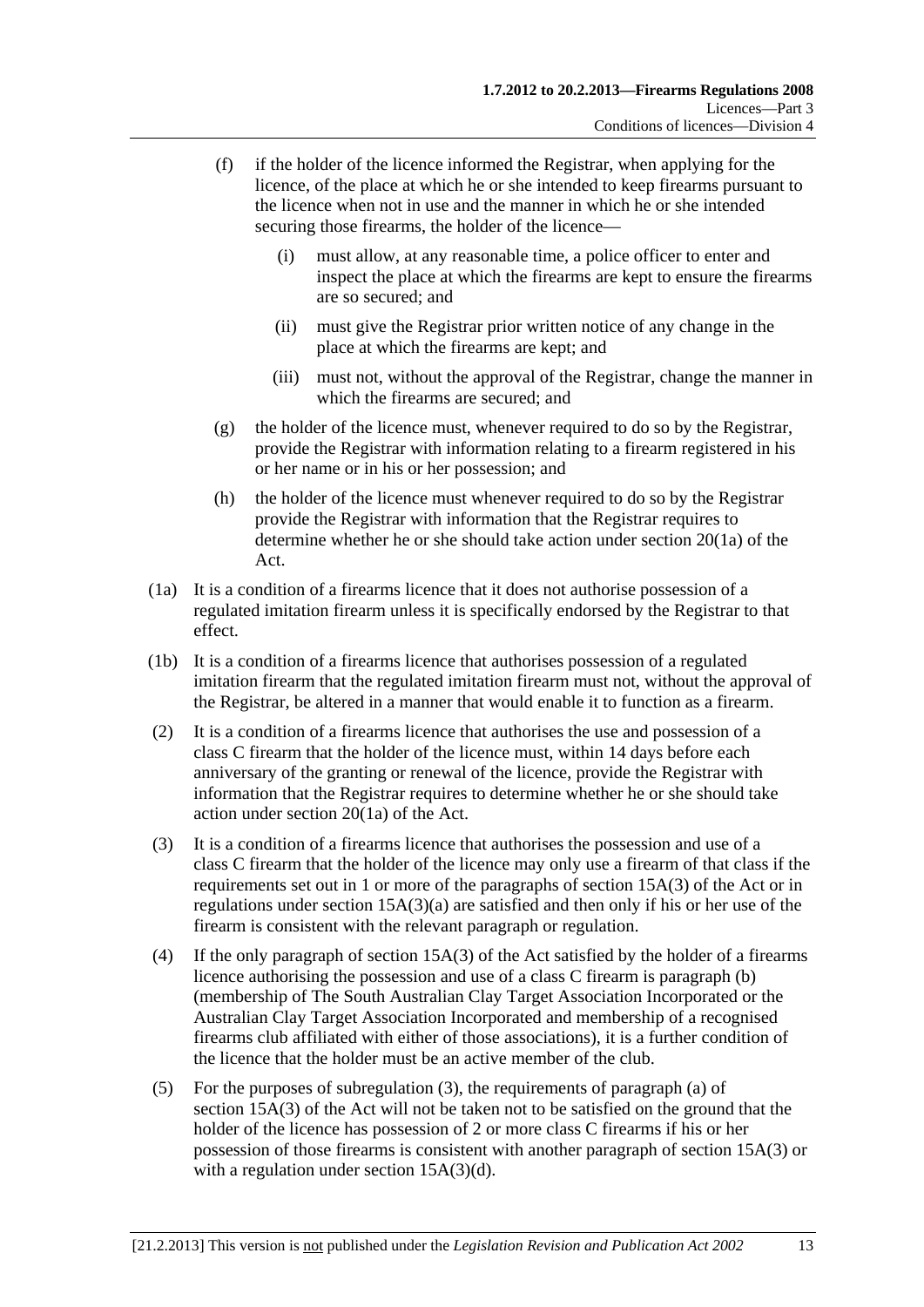(f) if the holder of the licence informed the Registrar, when applying for the licence, of the place at which he or she intended to keep firearms pursuant to the licence when not in use and the manner in which he or she intended securing those firearms, the holder of the licence—

  (i) must allow, at any reasonable time, a police officer to enter and inspect the place at which the firearms are kept to ensure the firearms are so secured; and

  (ii) must give the Registrar prior written notice of any change in the place at which the firearms are kept; and

  (iii) must not, without the approval of the Registrar, change the manner in which the firearms are secured; and

(g) the holder of the licence must, whenever required to do so by the Registrar, provide the Registrar with information relating to a firearm registered in his or her name or in his or her possession; and

(h) the holder of the licence must whenever required to do so by the Registrar provide the Registrar with information that the Registrar requires to determine whether he or she should take action under section 20(1a) of the Act.

(1a) It is a condition of a firearms licence that it does not authorise possession of a regulated imitation firearm unless it is specifically endorsed by the Registrar to that effect.

(1b) It is a condition of a firearms licence that authorises possession of a regulated imitation firearm that the regulated imitation firearm must not, without the approval of the Registrar, be altered in a manner that would enable it to function as a firearm.

(2) It is a condition of a firearms licence that authorises the use and possession of a class C firearm that the holder of the licence must, within 14 days before each anniversary of the granting or renewal of the licence, provide the Registrar with information that the Registrar requires to determine whether he or she should take action under section 20(1a) of the Act.

(3) It is a condition of a firearms licence that authorises the possession and use of a class C firearm that the holder of the licence may only use a firearm of that class if the requirements set out in 1 or more of the paragraphs of section 15A(3) of the Act or in regulations under section 15A(3)(a) are satisfied and then only if his or her use of the firearm is consistent with the relevant paragraph or regulation.

(4) If the only paragraph of section 15A(3) of the Act satisfied by the holder of a firearms licence authorising the possession and use of a class C firearm is paragraph (b) (membership of The South Australian Clay Target Association Incorporated or the Australian Clay Target Association Incorporated and membership of a recognised firearms club affiliated with either of those associations), it is a further condition of the licence that the holder must be an active member of the club.

(5) For the purposes of subregulation (3), the requirements of paragraph (a) of section 15A(3) of the Act will not be taken not to be satisfied on the ground that the holder of the licence has possession of 2 or more class C firearms if his or her possession of those firearms is consistent with another paragraph of section 15A(3) or with a regulation under section 15A(3)(d).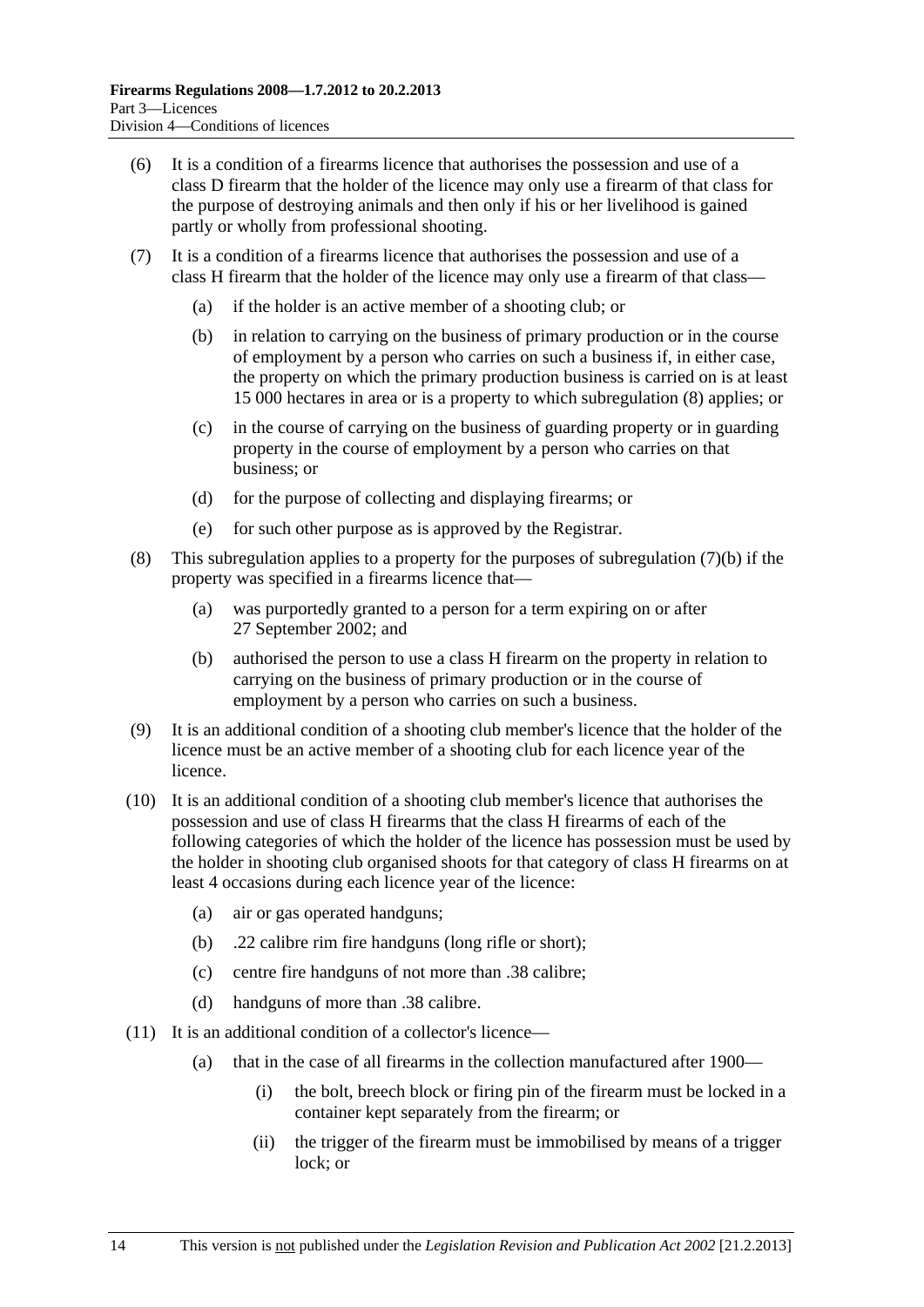(6) It is a condition of a firearms licence that authorises the possession and use of a class D firearm that the holder of the licence may only use a firearm of that class for the purpose of destroying animals and then only if his or her livelihood is gained partly or wholly from professional shooting.

(7) It is a condition of a firearms licence that authorises the possession and use of a class H firearm that the holder of the licence may only use a firearm of that class—

(a) if the holder is an active member of a shooting club; or

(b) in relation to carrying on the business of primary production or in the course of employment by a person who carries on such a business if, in either case, the property on which the primary production business is carried on is at least 15 000 hectares in area or is a property to which subregulation (8) applies; or

(c) in the course of carrying on the business of guarding property or in guarding property in the course of employment by a person who carries on that business; or

(d) for the purpose of collecting and displaying firearms; or

(e) for such other purpose as is approved by the Registrar.

(8) This subregulation applies to a property for the purposes of subregulation (7)(b) if the property was specified in a firearms licence that—

(a) was purportedly granted to a person for a term expiring on or after 27 September 2002; and

(b) authorised the person to use a class H firearm on the property in relation to carrying on the business of primary production or in the course of employment by a person who carries on such a business.

(9) It is an additional condition of a shooting club member's licence that the holder of the licence must be an active member of a shooting club for each licence year of the licence.

(10) It is an additional condition of a shooting club member's licence that authorises the possession and use of class H firearms that the class H firearms of each of the following categories of which the holder of the licence has possession must be used by the holder in shooting club organised shoots for that category of class H firearms on at least 4 occasions during each licence year of the licence:

(a) air or gas operated handguns;

(b) .22 calibre rim fire handguns (long rifle or short);

(c) centre fire handguns of not more than .38 calibre;

(d) handguns of more than .38 calibre.

(11) It is an additional condition of a collector's licence—

(a) that in the case of all firearms in the collection manufactured after 1900—

(i) the bolt, breech block or firing pin of the firearm must be locked in a container kept separately from the firearm; or

(ii) the trigger of the firearm must be immobilised by means of a trigger lock; or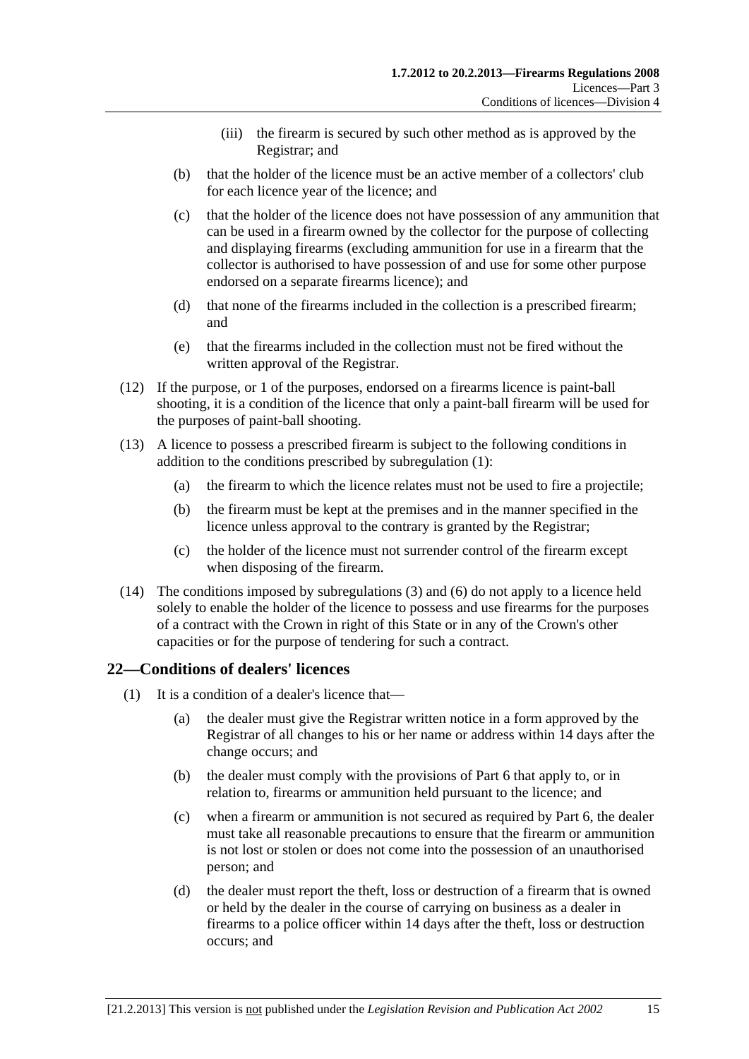(iii) the firearm is secured by such other method as is approved by the Registrar; and

(b) that the holder of the licence must be an active member of a collectors' club for each licence year of the licence; and

(c) that the holder of the licence does not have possession of any ammunition that can be used in a firearm owned by the collector for the purpose of collecting and displaying firearms (excluding ammunition for use in a firearm that the collector is authorised to have possession of and use for some other purpose endorsed on a separate firearms licence); and

(d) that none of the firearms included in the collection is a prescribed firearm; and

(e) that the firearms included in the collection must not be fired without the written approval of the Registrar.

(12) If the purpose, or 1 of the purposes, endorsed on a firearms licence is paint-ball shooting, it is a condition of the licence that only a paint-ball firearm will be used for the purposes of paint-ball shooting.

(13) A licence to possess a prescribed firearm is subject to the following conditions in addition to the conditions prescribed by subregulation (1):

(a) the firearm to which the licence relates must not be used to fire a projectile;

(b) the firearm must be kept at the premises and in the manner specified in the licence unless approval to the contrary is granted by the Registrar;

(c) the holder of the licence must not surrender control of the firearm except when disposing of the firearm.

(14) The conditions imposed by subregulations (3) and (6) do not apply to a licence held solely to enable the holder of the licence to possess and use firearms for the purposes of a contract with the Crown in right of this State or in any of the Crown's other capacities or for the purpose of tendering for such a contract.

## 22—Conditions of dealers' licences

(1) It is a condition of a dealer's licence that—

(a) the dealer must give the Registrar written notice in a form approved by the Registrar of all changes to his or her name or address within 14 days after the change occurs; and

(b) the dealer must comply with the provisions of Part 6 that apply to, or in relation to, firearms or ammunition held pursuant to the licence; and

(c) when a firearm or ammunition is not secured as required by Part 6, the dealer must take all reasonable precautions to ensure that the firearm or ammunition is not lost or stolen or does not come into the possession of an unauthorised person; and

(d) the dealer must report the theft, loss or destruction of a firearm that is owned or held by the dealer in the course of carrying on business as a dealer in firearms to a police officer within 14 days after the theft, loss or destruction occurs; and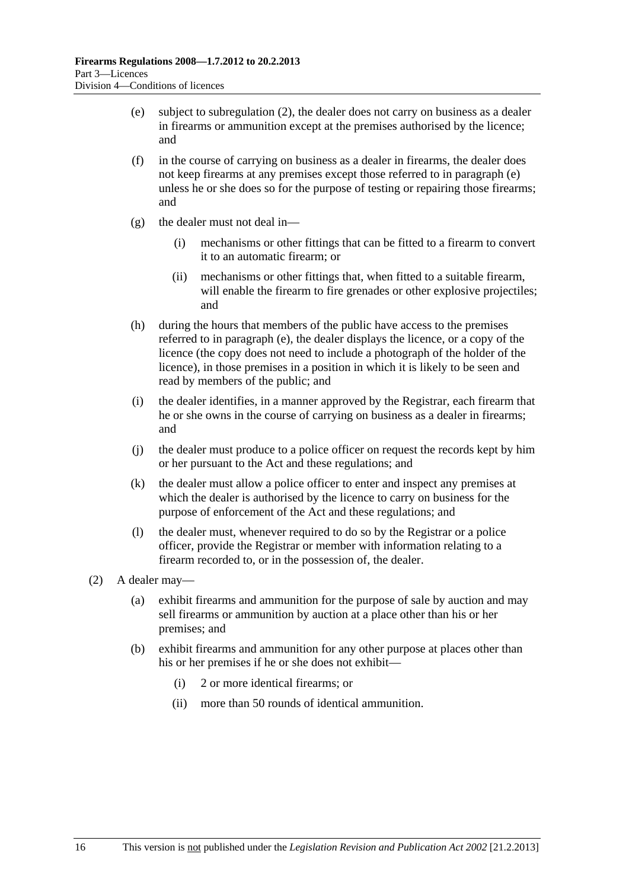(e) subject to subregulation (2), the dealer does not carry on business as a dealer in firearms or ammunition except at the premises authorised by the licence; and

(f) in the course of carrying on business as a dealer in firearms, the dealer does not keep firearms at any premises except those referred to in paragraph (e) unless he or she does so for the purpose of testing or repairing those firearms; and

(g) the dealer must not deal in—

(i) mechanisms or other fittings that can be fitted to a firearm to convert it to an automatic firearm; or

(ii) mechanisms or other fittings that, when fitted to a suitable firearm, will enable the firearm to fire grenades or other explosive projectiles; and

(h) during the hours that members of the public have access to the premises referred to in paragraph (e), the dealer displays the licence, or a copy of the licence (the copy does not need to include a photograph of the holder of the licence), in those premises in a position in which it is likely to be seen and read by members of the public; and

(i) the dealer identifies, in a manner approved by the Registrar, each firearm that he or she owns in the course of carrying on business as a dealer in firearms; and

(j) the dealer must produce to a police officer on request the records kept by him or her pursuant to the Act and these regulations; and

(k) the dealer must allow a police officer to enter and inspect any premises at which the dealer is authorised by the licence to carry on business for the purpose of enforcement of the Act and these regulations; and

(l) the dealer must, whenever required to do so by the Registrar or a police officer, provide the Registrar or member with information relating to a firearm recorded to, or in the possession of, the dealer.

(2) A dealer may—

(a) exhibit firearms and ammunition for the purpose of sale by auction and may sell firearms or ammunition by auction at a place other than his or her premises; and

(b) exhibit firearms and ammunition for any other purpose at places other than his or her premises if he or she does not exhibit—

(i) 2 or more identical firearms; or

(ii) more than 50 rounds of identical ammunition.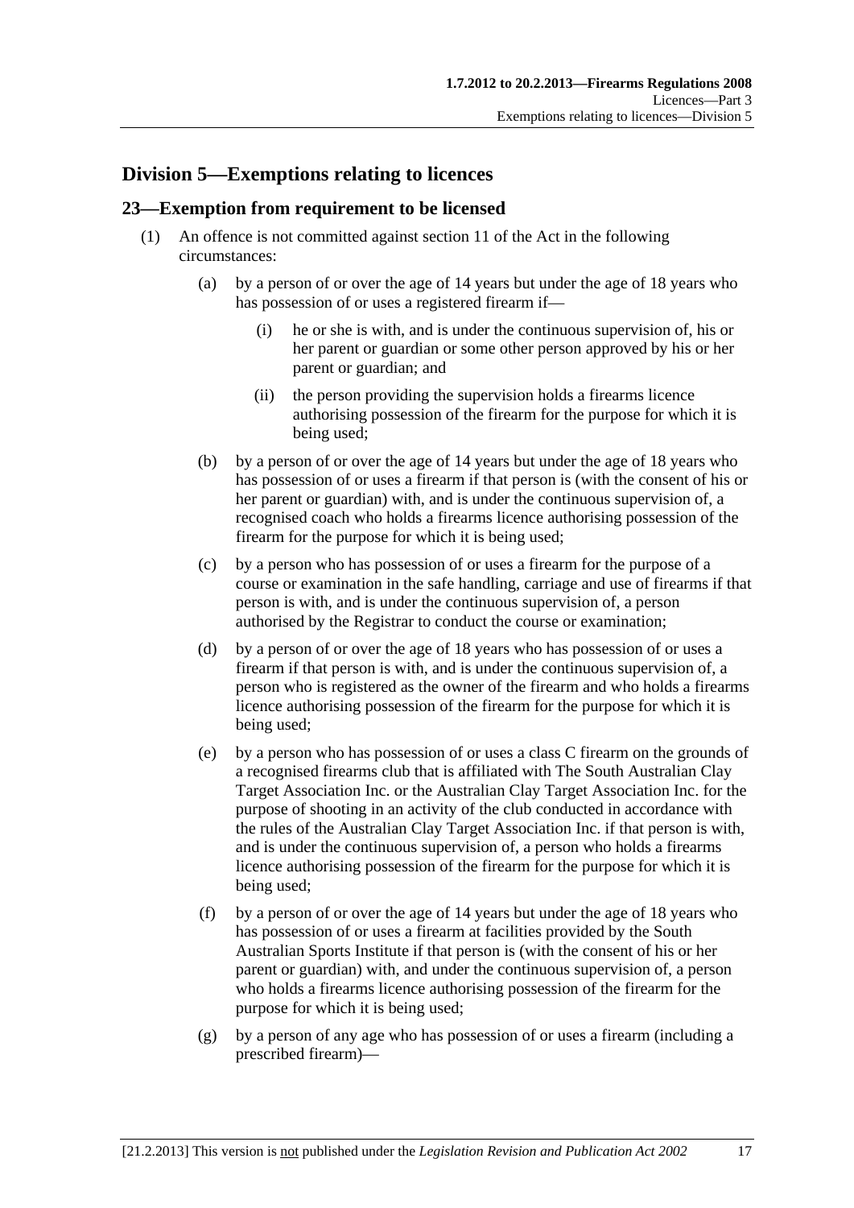## Division 5—Exemptions relating to licences

### 23—Exemption from requirement to be licensed

(1) An offence is not committed against section 11 of the Act in the following circumstances:

(a) by a person of or over the age of 14 years but under the age of 18 years who has possession of or uses a registered firearm if—

(i) he or she is with, and is under the continuous supervision of, his or her parent or guardian or some other person approved by his or her parent or guardian; and

(ii) the person providing the supervision holds a firearms licence authorising possession of the firearm for the purpose for which it is being used;

(b) by a person of or over the age of 14 years but under the age of 18 years who has possession of or uses a firearm if that person is (with the consent of his or her parent or guardian) with, and is under the continuous supervision of, a recognised coach who holds a firearms licence authorising possession of the firearm for the purpose for which it is being used;

(c) by a person who has possession of or uses a firearm for the purpose of a course or examination in the safe handling, carriage and use of firearms if that person is with, and is under the continuous supervision of, a person authorised by the Registrar to conduct the course or examination;

(d) by a person of or over the age of 18 years who has possession of or uses a firearm if that person is with, and is under the continuous supervision of, a person who is registered as the owner of the firearm and who holds a firearms licence authorising possession of the firearm for the purpose for which it is being used;

(e) by a person who has possession of or uses a class C firearm on the grounds of a recognised firearms club that is affiliated with The South Australian Clay Target Association Inc. or the Australian Clay Target Association Inc. for the purpose of shooting in an activity of the club conducted in accordance with the rules of the Australian Clay Target Association Inc. if that person is with, and is under the continuous supervision of, a person who holds a firearms licence authorising possession of the firearm for the purpose for which it is being used;

(f) by a person of or over the age of 14 years but under the age of 18 years who has possession of or uses a firearm at facilities provided by the South Australian Sports Institute if that person is (with the consent of his or her parent or guardian) with, and under the continuous supervision of, a person who holds a firearms licence authorising possession of the firearm for the purpose for which it is being used;

(g) by a person of any age who has possession of or uses a firearm (including a prescribed firearm)—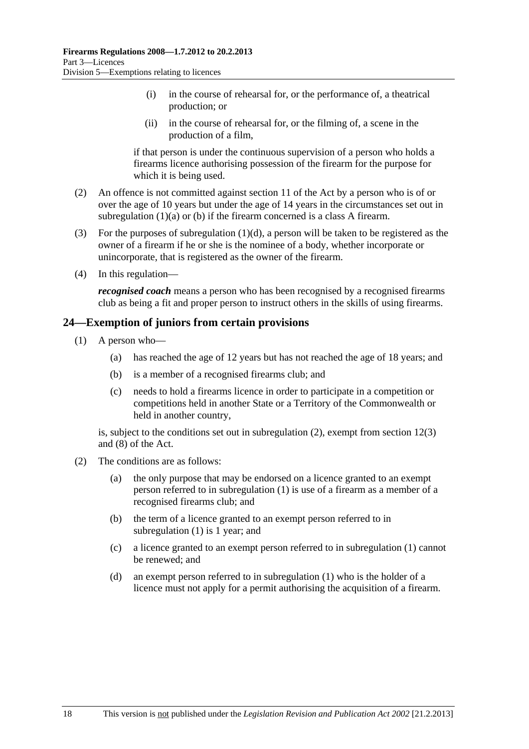(i) in the course of rehearsal for, or the performance of, a theatrical production; or

(ii) in the course of rehearsal for, or the filming of, a scene in the production of a film,

if that person is under the continuous supervision of a person who holds a firearms licence authorising possession of the firearm for the purpose for which it is being used.

(2) An offence is not committed against section 11 of the Act by a person who is of or over the age of 10 years but under the age of 14 years in the circumstances set out in subregulation (1)(a) or (b) if the firearm concerned is a class A firearm.

(3) For the purposes of subregulation (1)(d), a person will be taken to be registered as the owner of a firearm if he or she is the nominee of a body, whether incorporate or unincorporate, that is registered as the owner of the firearm.

(4) In this regulation—

***recognised coach*** means a person who has been recognised by a recognised firearms club as being a fit and proper person to instruct others in the skills of using firearms.

## 24—Exemption of juniors from certain provisions

(1) A person who—

(a) has reached the age of 12 years but has not reached the age of 18 years; and

(b) is a member of a recognised firearms club; and

(c) needs to hold a firearms licence in order to participate in a competition or competitions held in another State or a Territory of the Commonwealth or held in another country,

is, subject to the conditions set out in subregulation (2), exempt from section 12(3) and (8) of the Act.

(2) The conditions are as follows:

(a) the only purpose that may be endorsed on a licence granted to an exempt person referred to in subregulation (1) is use of a firearm as a member of a recognised firearms club; and

(b) the term of a licence granted to an exempt person referred to in subregulation (1) is 1 year; and

(c) a licence granted to an exempt person referred to in subregulation (1) cannot be renewed; and

(d) an exempt person referred to in subregulation (1) who is the holder of a licence must not apply for a permit authorising the acquisition of a firearm.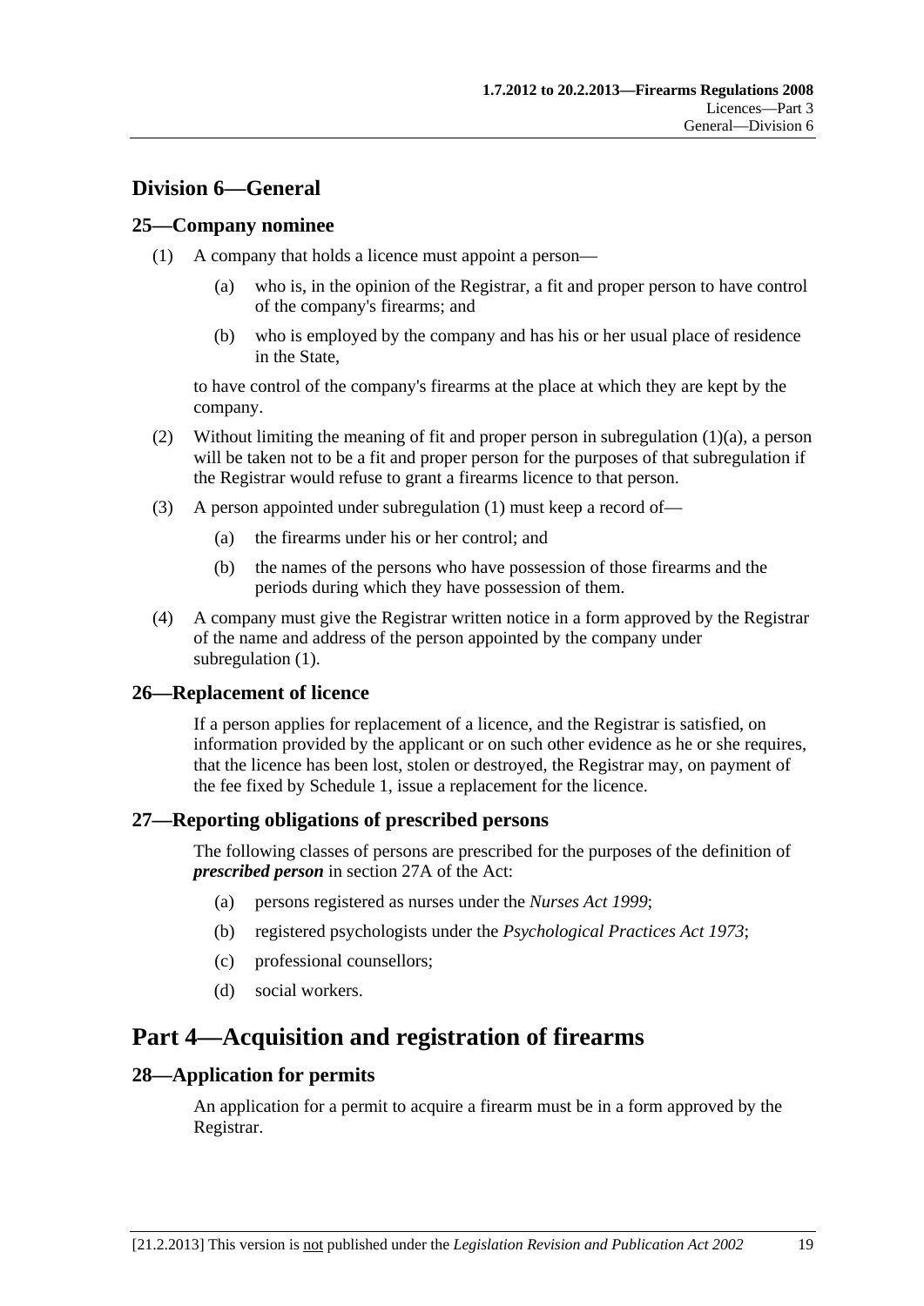## Division 6—General

### 25—Company nominee

(1) A company that holds a licence must appoint a person—

   (a) who is, in the opinion of the Registrar, a fit and proper person to have control of the company's firearms; and

   (b) who is employed by the company and has his or her usual place of residence in the State,

   to have control of the company's firearms at the place at which they are kept by the company.

(2) Without limiting the meaning of fit and proper person in subregulation (1)(a), a person will be taken not to be a fit and proper person for the purposes of that subregulation if the Registrar would refuse to grant a firearms licence to that person.

(3) A person appointed under subregulation (1) must keep a record of—

   (a) the firearms under his or her control; and

   (b) the names of the persons who have possession of those firearms and the periods during which they have possession of them.

(4) A company must give the Registrar written notice in a form approved by the Registrar of the name and address of the person appointed by the company under subregulation (1).

### 26—Replacement of licence

If a person applies for replacement of a licence, and the Registrar is satisfied, on information provided by the applicant or on such other evidence as he or she requires, that the licence has been lost, stolen or destroyed, the Registrar may, on payment of the fee fixed by Schedule 1, issue a replacement for the licence.

### 27—Reporting obligations of prescribed persons

The following classes of persons are prescribed for the purposes of the definition of ***prescribed person*** in section 27A of the Act:

(a) persons registered as nurses under the *Nurses Act 1999*;

(b) registered psychologists under the *Psychological Practices Act 1973*;

(c) professional counsellors;

(d) social workers.

# Part 4—Acquisition and registration of firearms

### 28—Application for permits

An application for a permit to acquire a firearm must be in a form approved by the Registrar.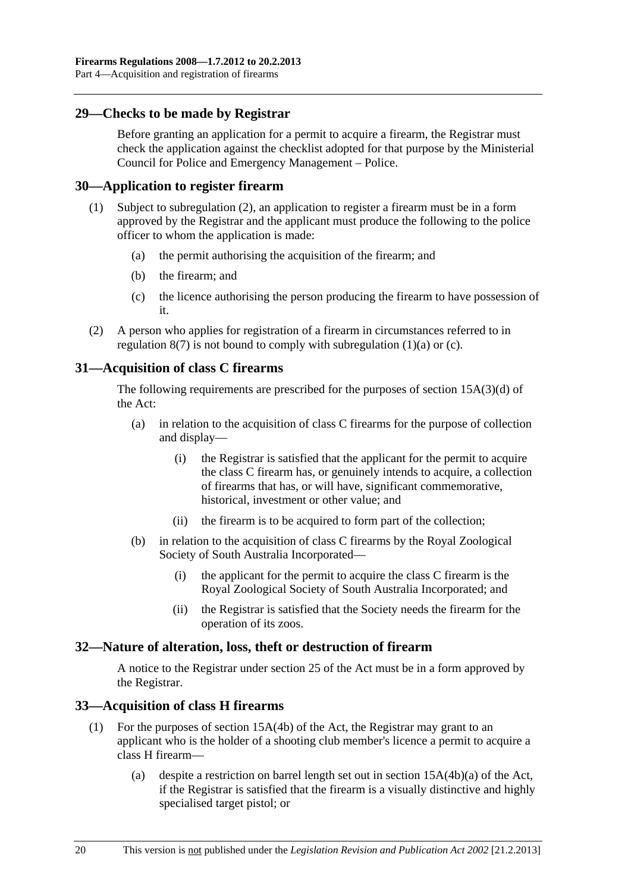## 29—Checks to be made by Registrar

Before granting an application for a permit to acquire a firearm, the Registrar must check the application against the checklist adopted for that purpose by the Ministerial Council for Police and Emergency Management – Police.

## 30—Application to register firearm

(1) Subject to subregulation (2), an application to register a firearm must be in a form approved by the Registrar and the applicant must produce the following to the police officer to whom the application is made:

- (a) the permit authorising the acquisition of the firearm; and
- (b) the firearm; and
- (c) the licence authorising the person producing the firearm to have possession of it.

(2) A person who applies for registration of a firearm in circumstances referred to in regulation 8(7) is not bound to comply with subregulation (1)(a) or (c).

## 31—Acquisition of class C firearms

The following requirements are prescribed for the purposes of section 15A(3)(d) of the Act:

- (a) in relation to the acquisition of class C firearms for the purpose of collection and display—
  - (i) the Registrar is satisfied that the applicant for the permit to acquire the class C firearm has, or genuinely intends to acquire, a collection of firearms that has, or will have, significant commemorative, historical, investment or other value; and
  - (ii) the firearm is to be acquired to form part of the collection;
- (b) in relation to the acquisition of class C firearms by the Royal Zoological Society of South Australia Incorporated—
  - (i) the applicant for the permit to acquire the class C firearm is the Royal Zoological Society of South Australia Incorporated; and
  - (ii) the Registrar is satisfied that the Society needs the firearm for the operation of its zoos.

## 32—Nature of alteration, loss, theft or destruction of firearm

A notice to the Registrar under section 25 of the Act must be in a form approved by the Registrar.

## 33—Acquisition of class H firearms

(1) For the purposes of section 15A(4b) of the Act, the Registrar may grant to an applicant who is the holder of a shooting club member's licence a permit to acquire a class H firearm—

- (a) despite a restriction on barrel length set out in section 15A(4b)(a) of the Act, if the Registrar is satisfied that the firearm is a visually distinctive and highly specialised target pistol; or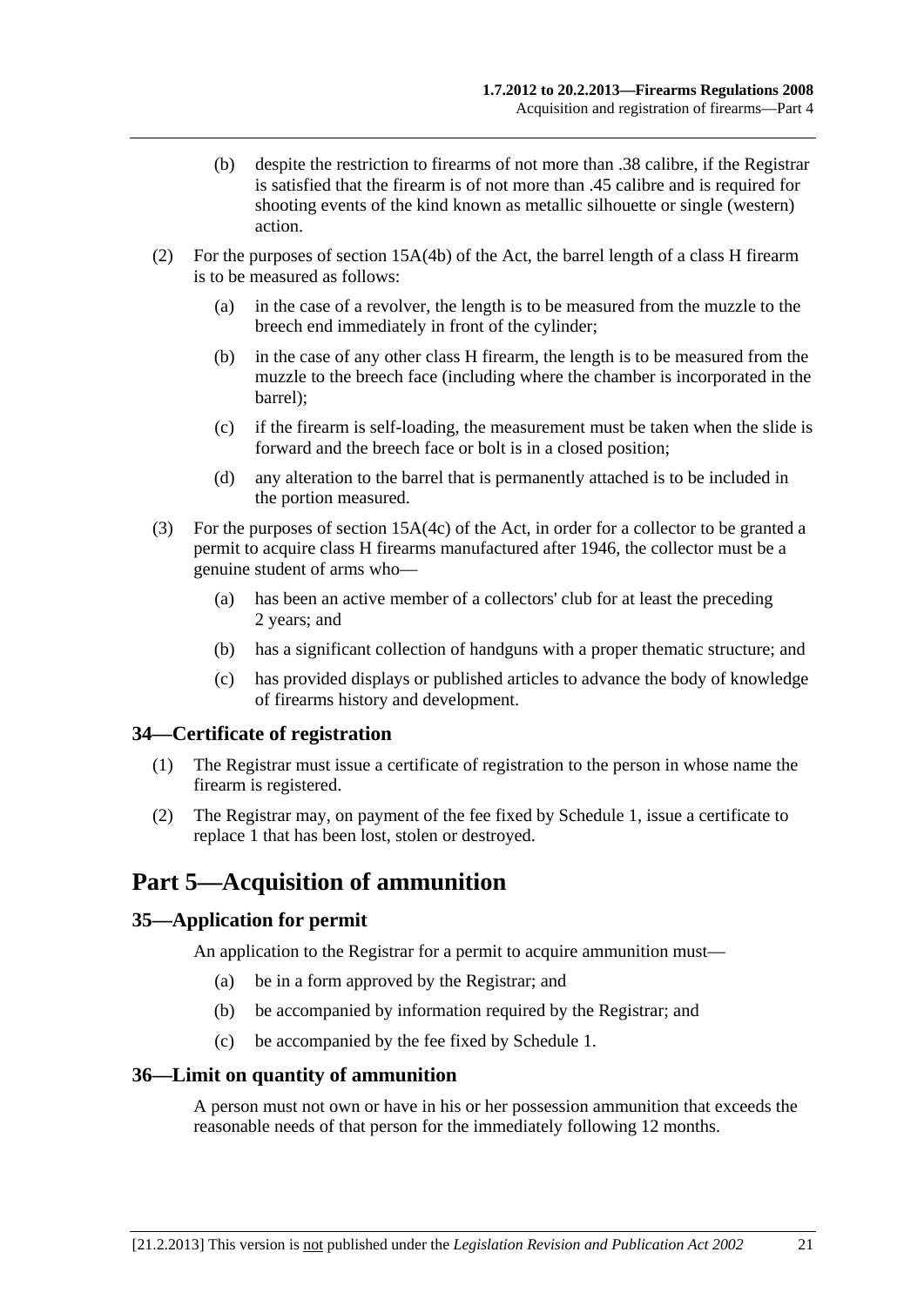(b) despite the restriction to firearms of not more than .38 calibre, if the Registrar is satisfied that the firearm is of not more than .45 calibre and is required for shooting events of the kind known as metallic silhouette or single (western) action.

(2) For the purposes of section 15A(4b) of the Act, the barrel length of a class H firearm is to be measured as follows:

(a) in the case of a revolver, the length is to be measured from the muzzle to the breech end immediately in front of the cylinder;

(b) in the case of any other class H firearm, the length is to be measured from the muzzle to the breech face (including where the chamber is incorporated in the barrel);

(c) if the firearm is self-loading, the measurement must be taken when the slide is forward and the breech face or bolt is in a closed position;

(d) any alteration to the barrel that is permanently attached is to be included in the portion measured.

(3) For the purposes of section 15A(4c) of the Act, in order for a collector to be granted a permit to acquire class H firearms manufactured after 1946, the collector must be a genuine student of arms who—

(a) has been an active member of a collectors' club for at least the preceding 2 years; and

(b) has a significant collection of handguns with a proper thematic structure; and

(c) has provided displays or published articles to advance the body of knowledge of firearms history and development.

### 34—Certificate of registration

(1) The Registrar must issue a certificate of registration to the person in whose name the firearm is registered.

(2) The Registrar may, on payment of the fee fixed by Schedule 1, issue a certificate to replace 1 that has been lost, stolen or destroyed.

## Part 5—Acquisition of ammunition

### 35—Application for permit

An application to the Registrar for a permit to acquire ammunition must—

(a) be in a form approved by the Registrar; and

(b) be accompanied by information required by the Registrar; and

(c) be accompanied by the fee fixed by Schedule 1.

### 36—Limit on quantity of ammunition

A person must not own or have in his or her possession ammunition that exceeds the reasonable needs of that person for the immediately following 12 months.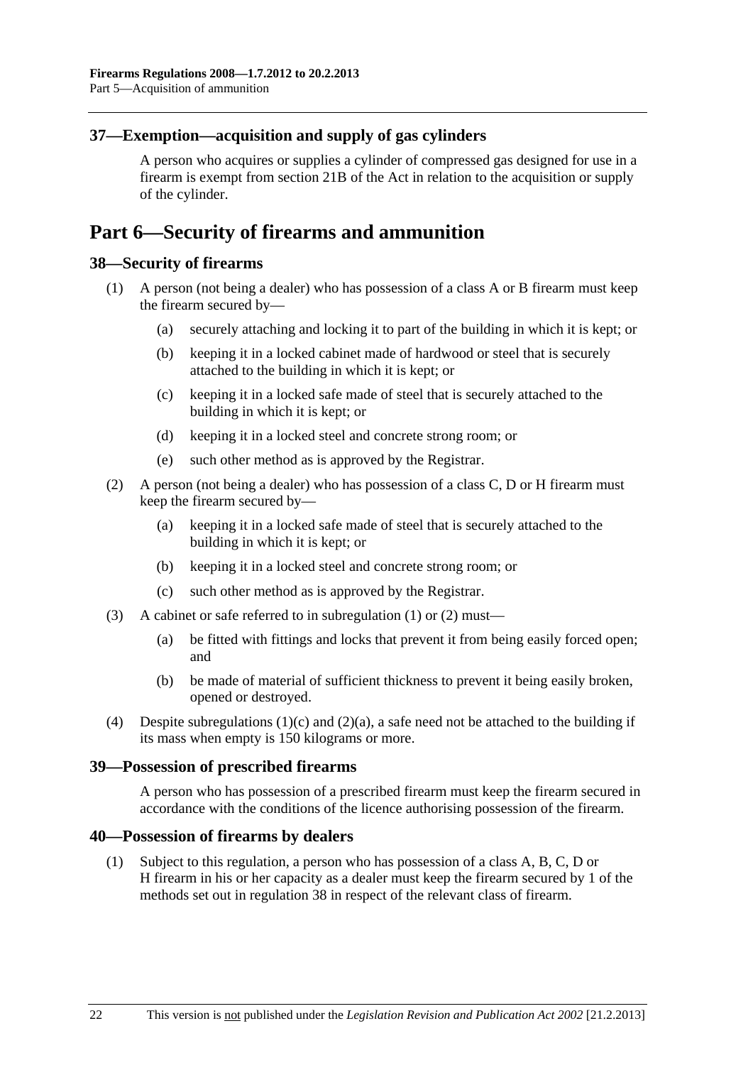## 37—Exemption—acquisition and supply of gas cylinders

A person who acquires or supplies a cylinder of compressed gas designed for use in a firearm is exempt from section 21B of the Act in relation to the acquisition or supply of the cylinder.

# Part 6—Security of firearms and ammunition

## 38—Security of firearms

(1) A person (not being a dealer) who has possession of a class A or B firearm must keep the firearm secured by—

(a) securely attaching and locking it to part of the building in which it is kept; or

(b) keeping it in a locked cabinet made of hardwood or steel that is securely attached to the building in which it is kept; or

(c) keeping it in a locked safe made of steel that is securely attached to the building in which it is kept; or

(d) keeping it in a locked steel and concrete strong room; or

(e) such other method as is approved by the Registrar.

(2) A person (not being a dealer) who has possession of a class C, D or H firearm must keep the firearm secured by—

(a) keeping it in a locked safe made of steel that is securely attached to the building in which it is kept; or

(b) keeping it in a locked steel and concrete strong room; or

(c) such other method as is approved by the Registrar.

(3) A cabinet or safe referred to in subregulation (1) or (2) must—

(a) be fitted with fittings and locks that prevent it from being easily forced open; and

(b) be made of material of sufficient thickness to prevent it being easily broken, opened or destroyed.

(4) Despite subregulations (1)(c) and (2)(a), a safe need not be attached to the building if its mass when empty is 150 kilograms or more.

## 39—Possession of prescribed firearms

A person who has possession of a prescribed firearm must keep the firearm secured in accordance with the conditions of the licence authorising possession of the firearm.

## 40—Possession of firearms by dealers

(1) Subject to this regulation, a person who has possession of a class A, B, C, D or H firearm in his or her capacity as a dealer must keep the firearm secured by 1 of the methods set out in regulation 38 in respect of the relevant class of firearm.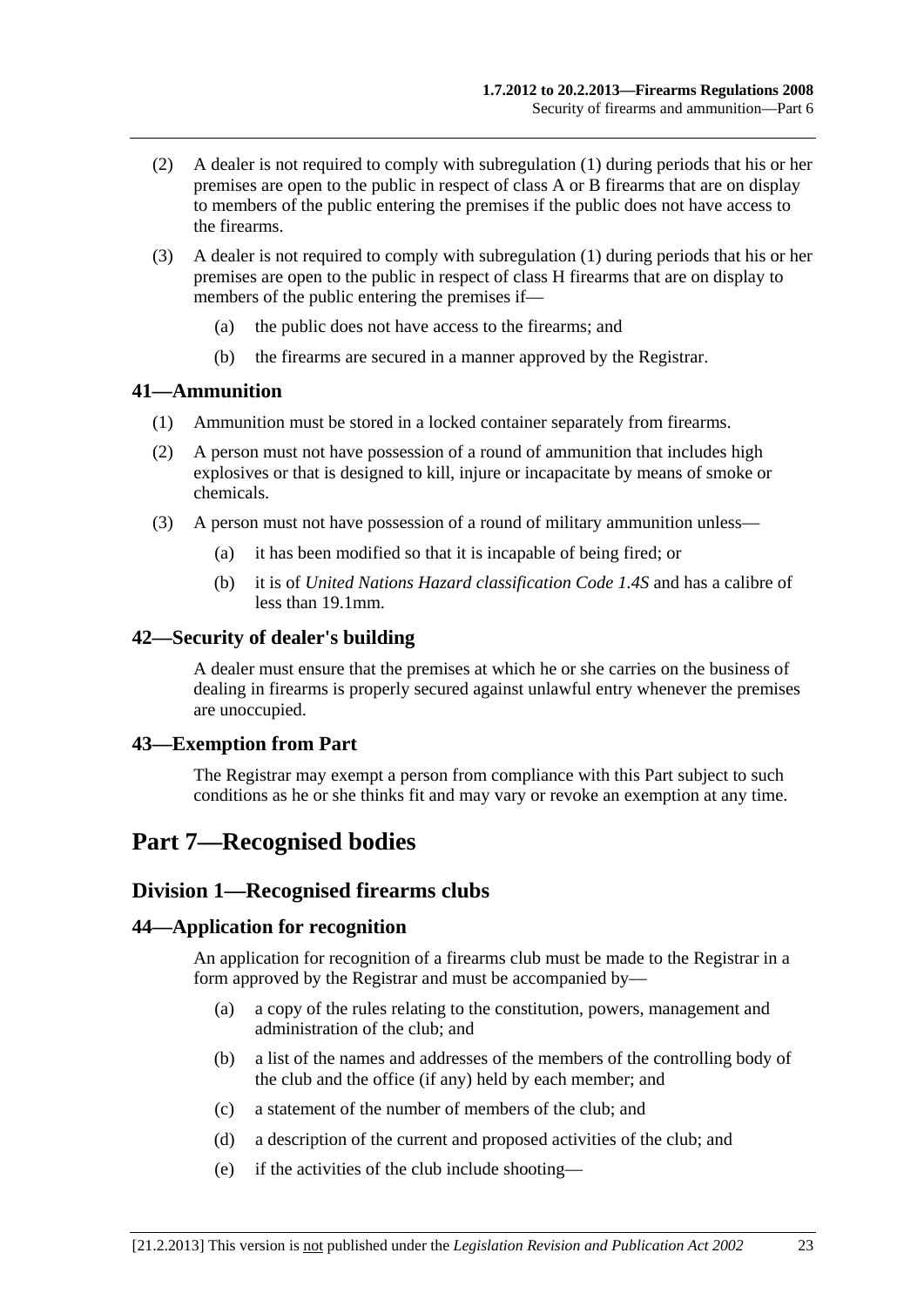(2) A dealer is not required to comply with subregulation (1) during periods that his or her premises are open to the public in respect of class A or B firearms that are on display to members of the public entering the premises if the public does not have access to the firearms.

(3) A dealer is not required to comply with subregulation (1) during periods that his or her premises are open to the public in respect of class H firearms that are on display to members of the public entering the premises if—

(a) the public does not have access to the firearms; and

(b) the firearms are secured in a manner approved by the Registrar.

### 41—Ammunition

(1) Ammunition must be stored in a locked container separately from firearms.

(2) A person must not have possession of a round of ammunition that includes high explosives or that is designed to kill, injure or incapacitate by means of smoke or chemicals.

(3) A person must not have possession of a round of military ammunition unless—

(a) it has been modified so that it is incapable of being fired; or

(b) it is of *United Nations Hazard classification Code 1.4S* and has a calibre of less than 19.1mm.

### 42—Security of dealer's building

A dealer must ensure that the premises at which he or she carries on the business of dealing in firearms is properly secured against unlawful entry whenever the premises are unoccupied.

### 43—Exemption from Part

The Registrar may exempt a person from compliance with this Part subject to such conditions as he or she thinks fit and may vary or revoke an exemption at any time.

# Part 7—Recognised bodies

## Division 1—Recognised firearms clubs

### 44—Application for recognition

An application for recognition of a firearms club must be made to the Registrar in a form approved by the Registrar and must be accompanied by—

(a) a copy of the rules relating to the constitution, powers, management and administration of the club; and

(b) a list of the names and addresses of the members of the controlling body of the club and the office (if any) held by each member; and

(c) a statement of the number of members of the club; and

(d) a description of the current and proposed activities of the club; and

(e) if the activities of the club include shooting—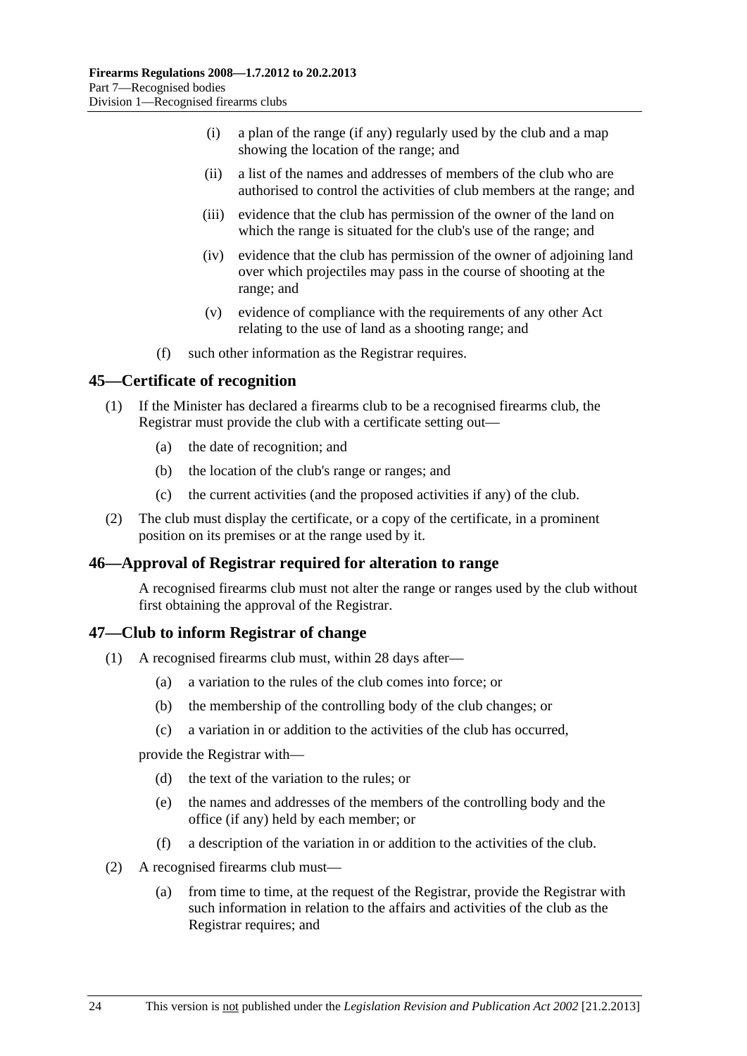(i) a plan of the range (if any) regularly used by the club and a map showing the location of the range; and

(ii) a list of the names and addresses of members of the club who are authorised to control the activities of club members at the range; and

(iii) evidence that the club has permission of the owner of the land on which the range is situated for the club's use of the range; and

(iv) evidence that the club has permission of the owner of adjoining land over which projectiles may pass in the course of shooting at the range; and

(v) evidence of compliance with the requirements of any other Act relating to the use of land as a shooting range; and

(f) such other information as the Registrar requires.

## 45—Certificate of recognition

(1) If the Minister has declared a firearms club to be a recognised firearms club, the Registrar must provide the club with a certificate setting out—

(a) the date of recognition; and

(b) the location of the club's range or ranges; and

(c) the current activities (and the proposed activities if any) of the club.

(2) The club must display the certificate, or a copy of the certificate, in a prominent position on its premises or at the range used by it.

## 46—Approval of Registrar required for alteration to range

A recognised firearms club must not alter the range or ranges used by the club without first obtaining the approval of the Registrar.

## 47—Club to inform Registrar of change

(1) A recognised firearms club must, within 28 days after—

(a) a variation to the rules of the club comes into force; or

(b) the membership of the controlling body of the club changes; or

(c) a variation in or addition to the activities of the club has occurred,

provide the Registrar with—

(d) the text of the variation to the rules; or

(e) the names and addresses of the members of the controlling body and the office (if any) held by each member; or

(f) a description of the variation in or addition to the activities of the club.

(2) A recognised firearms club must—

(a) from time to time, at the request of the Registrar, provide the Registrar with such information in relation to the affairs and activities of the club as the Registrar requires; and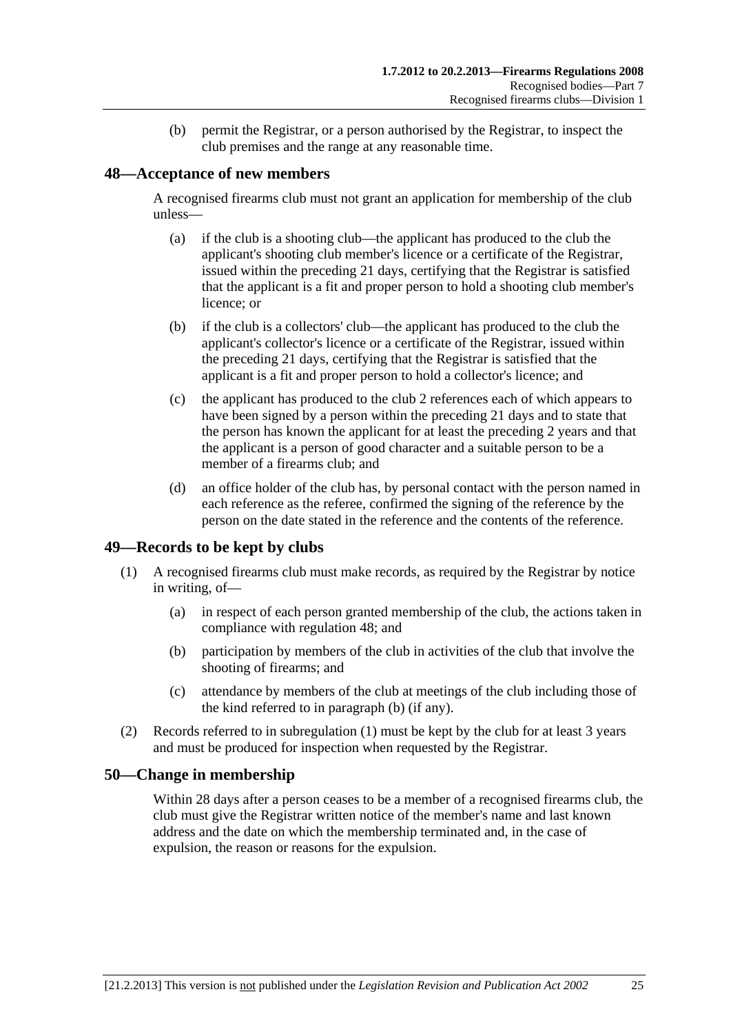(b) permit the Registrar, or a person authorised by the Registrar, to inspect the club premises and the range at any reasonable time.

## 48—Acceptance of new members

A recognised firearms club must not grant an application for membership of the club unless—

(a) if the club is a shooting club—the applicant has produced to the club the applicant's shooting club member's licence or a certificate of the Registrar, issued within the preceding 21 days, certifying that the Registrar is satisfied that the applicant is a fit and proper person to hold a shooting club member's licence; or

(b) if the club is a collectors' club—the applicant has produced to the club the applicant's collector's licence or a certificate of the Registrar, issued within the preceding 21 days, certifying that the Registrar is satisfied that the applicant is a fit and proper person to hold a collector's licence; and

(c) the applicant has produced to the club 2 references each of which appears to have been signed by a person within the preceding 21 days and to state that the person has known the applicant for at least the preceding 2 years and that the applicant is a person of good character and a suitable person to be a member of a firearms club; and

(d) an office holder of the club has, by personal contact with the person named in each reference as the referee, confirmed the signing of the reference by the person on the date stated in the reference and the contents of the reference.

## 49—Records to be kept by clubs

(1) A recognised firearms club must make records, as required by the Registrar by notice in writing, of—

(a) in respect of each person granted membership of the club, the actions taken in compliance with regulation 48; and

(b) participation by members of the club in activities of the club that involve the shooting of firearms; and

(c) attendance by members of the club at meetings of the club including those of the kind referred to in paragraph (b) (if any).

(2) Records referred to in subregulation (1) must be kept by the club for at least 3 years and must be produced for inspection when requested by the Registrar.

## 50—Change in membership

Within 28 days after a person ceases to be a member of a recognised firearms club, the club must give the Registrar written notice of the member's name and last known address and the date on which the membership terminated and, in the case of expulsion, the reason or reasons for the expulsion.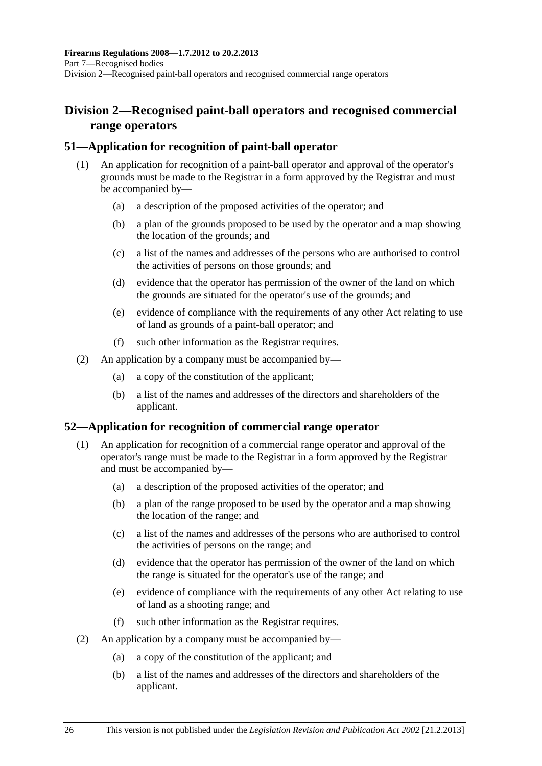## Division 2—Recognised paint-ball operators and recognised commercial range operators

### 51—Application for recognition of paint-ball operator

(1) An application for recognition of a paint-ball operator and approval of the operator's grounds must be made to the Registrar in a form approved by the Registrar and must be accompanied by—

(a) a description of the proposed activities of the operator; and

(b) a plan of the grounds proposed to be used by the operator and a map showing the location of the grounds; and

(c) a list of the names and addresses of the persons who are authorised to control the activities of persons on those grounds; and

(d) evidence that the operator has permission of the owner of the land on which the grounds are situated for the operator's use of the grounds; and

(e) evidence of compliance with the requirements of any other Act relating to use of land as grounds of a paint-ball operator; and

(f) such other information as the Registrar requires.

(2) An application by a company must be accompanied by—

(a) a copy of the constitution of the applicant;

(b) a list of the names and addresses of the directors and shareholders of the applicant.

### 52—Application for recognition of commercial range operator

(1) An application for recognition of a commercial range operator and approval of the operator's range must be made to the Registrar in a form approved by the Registrar and must be accompanied by—

(a) a description of the proposed activities of the operator; and

(b) a plan of the range proposed to be used by the operator and a map showing the location of the range; and

(c) a list of the names and addresses of the persons who are authorised to control the activities of persons on the range; and

(d) evidence that the operator has permission of the owner of the land on which the range is situated for the operator's use of the range; and

(e) evidence of compliance with the requirements of any other Act relating to use of land as a shooting range; and

(f) such other information as the Registrar requires.

(2) An application by a company must be accompanied by—

(a) a copy of the constitution of the applicant; and

(b) a list of the names and addresses of the directors and shareholders of the applicant.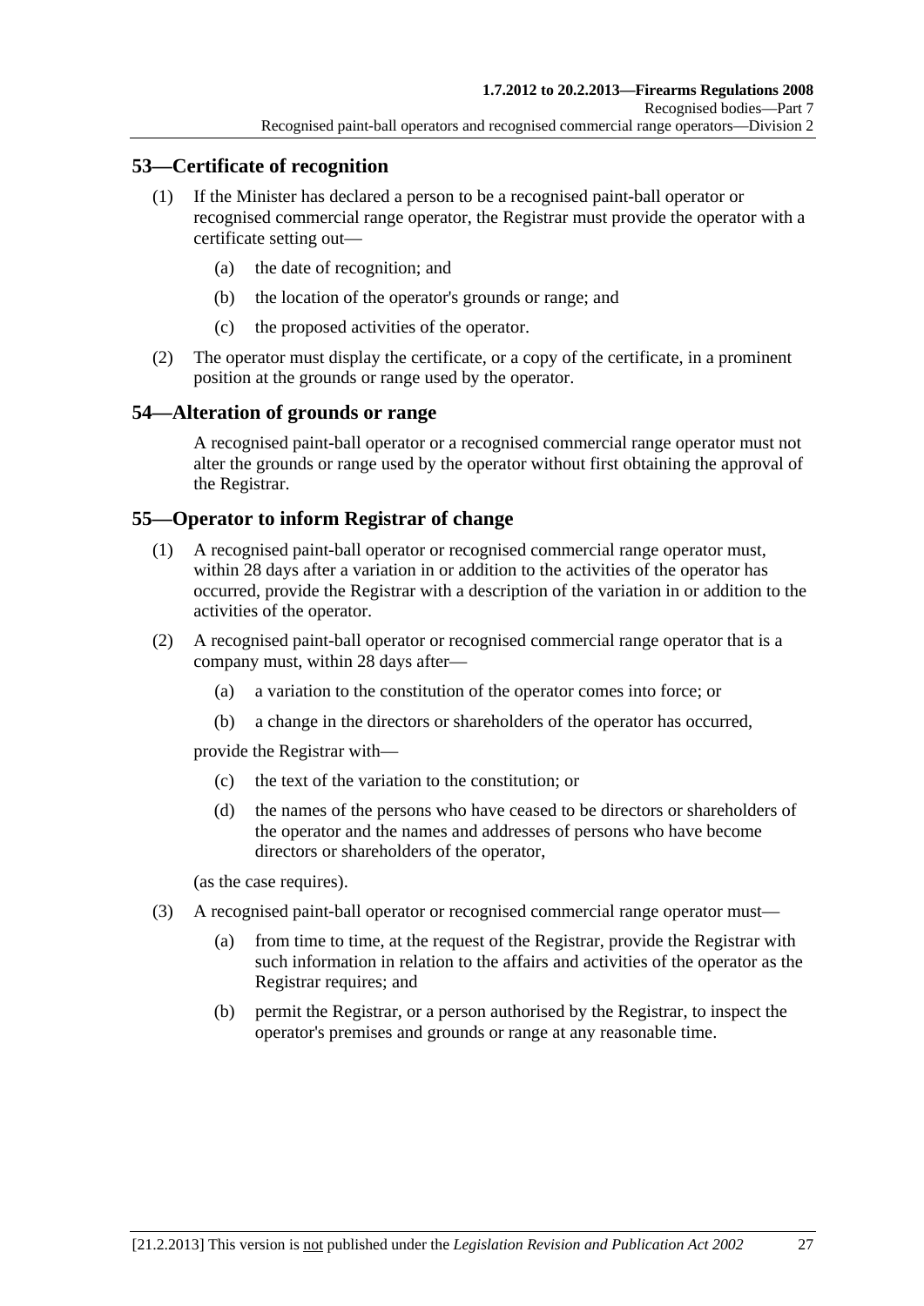## 53—Certificate of recognition

(1) If the Minister has declared a person to be a recognised paint-ball operator or recognised commercial range operator, the Registrar must provide the operator with a certificate setting out—

(a) the date of recognition; and

(b) the location of the operator's grounds or range; and

(c) the proposed activities of the operator.

(2) The operator must display the certificate, or a copy of the certificate, in a prominent position at the grounds or range used by the operator.

## 54—Alteration of grounds or range

A recognised paint-ball operator or a recognised commercial range operator must not alter the grounds or range used by the operator without first obtaining the approval of the Registrar.

## 55—Operator to inform Registrar of change

(1) A recognised paint-ball operator or recognised commercial range operator must, within 28 days after a variation in or addition to the activities of the operator has occurred, provide the Registrar with a description of the variation in or addition to the activities of the operator.

(2) A recognised paint-ball operator or recognised commercial range operator that is a company must, within 28 days after—

(a) a variation to the constitution of the operator comes into force; or

(b) a change in the directors or shareholders of the operator has occurred,

provide the Registrar with—

(c) the text of the variation to the constitution; or

(d) the names of the persons who have ceased to be directors or shareholders of the operator and the names and addresses of persons who have become directors or shareholders of the operator,

(as the case requires).

(3) A recognised paint-ball operator or recognised commercial range operator must—

(a) from time to time, at the request of the Registrar, provide the Registrar with such information in relation to the affairs and activities of the operator as the Registrar requires; and

(b) permit the Registrar, or a person authorised by the Registrar, to inspect the operator's premises and grounds or range at any reasonable time.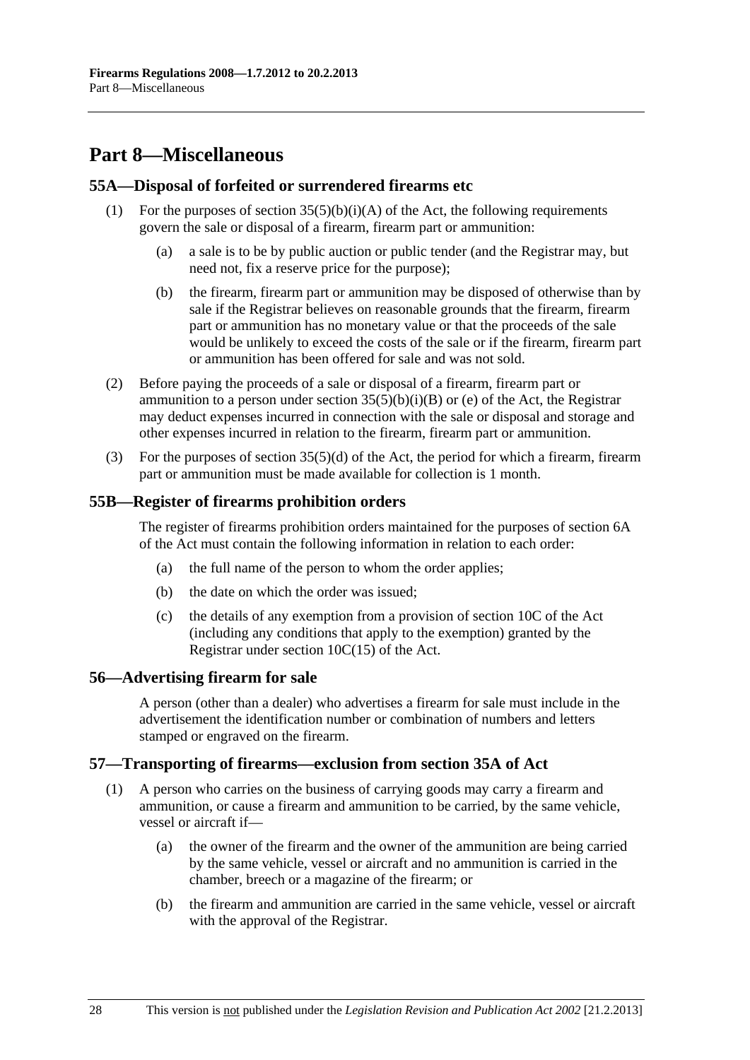# Part 8—Miscellaneous

## 55A—Disposal of forfeited or surrendered firearms etc

(1) For the purposes of section 35(5)(b)(i)(A) of the Act, the following requirements govern the sale or disposal of a firearm, firearm part or ammunition:

- (a) a sale is to be by public auction or public tender (and the Registrar may, but need not, fix a reserve price for the purpose);
- (b) the firearm, firearm part or ammunition may be disposed of otherwise than by sale if the Registrar believes on reasonable grounds that the firearm, firearm part or ammunition has no monetary value or that the proceeds of the sale would be unlikely to exceed the costs of the sale or if the firearm, firearm part or ammunition has been offered for sale and was not sold.

(2) Before paying the proceeds of a sale or disposal of a firearm, firearm part or ammunition to a person under section 35(5)(b)(i)(B) or (e) of the Act, the Registrar may deduct expenses incurred in connection with the sale or disposal and storage and other expenses incurred in relation to the firearm, firearm part or ammunition.

(3) For the purposes of section 35(5)(d) of the Act, the period for which a firearm, firearm part or ammunition must be made available for collection is 1 month.

## 55B—Register of firearms prohibition orders

The register of firearms prohibition orders maintained for the purposes of section 6A of the Act must contain the following information in relation to each order:

- (a) the full name of the person to whom the order applies;
- (b) the date on which the order was issued;
- (c) the details of any exemption from a provision of section 10C of the Act (including any conditions that apply to the exemption) granted by the Registrar under section 10C(15) of the Act.

## 56—Advertising firearm for sale

A person (other than a dealer) who advertises a firearm for sale must include in the advertisement the identification number or combination of numbers and letters stamped or engraved on the firearm.

## 57—Transporting of firearms—exclusion from section 35A of Act

(1) A person who carries on the business of carrying goods may carry a firearm and ammunition, or cause a firearm and ammunition to be carried, by the same vehicle, vessel or aircraft if—

- (a) the owner of the firearm and the owner of the ammunition are being carried by the same vehicle, vessel or aircraft and no ammunition is carried in the chamber, breech or a magazine of the firearm; or
- (b) the firearm and ammunition are carried in the same vehicle, vessel or aircraft with the approval of the Registrar.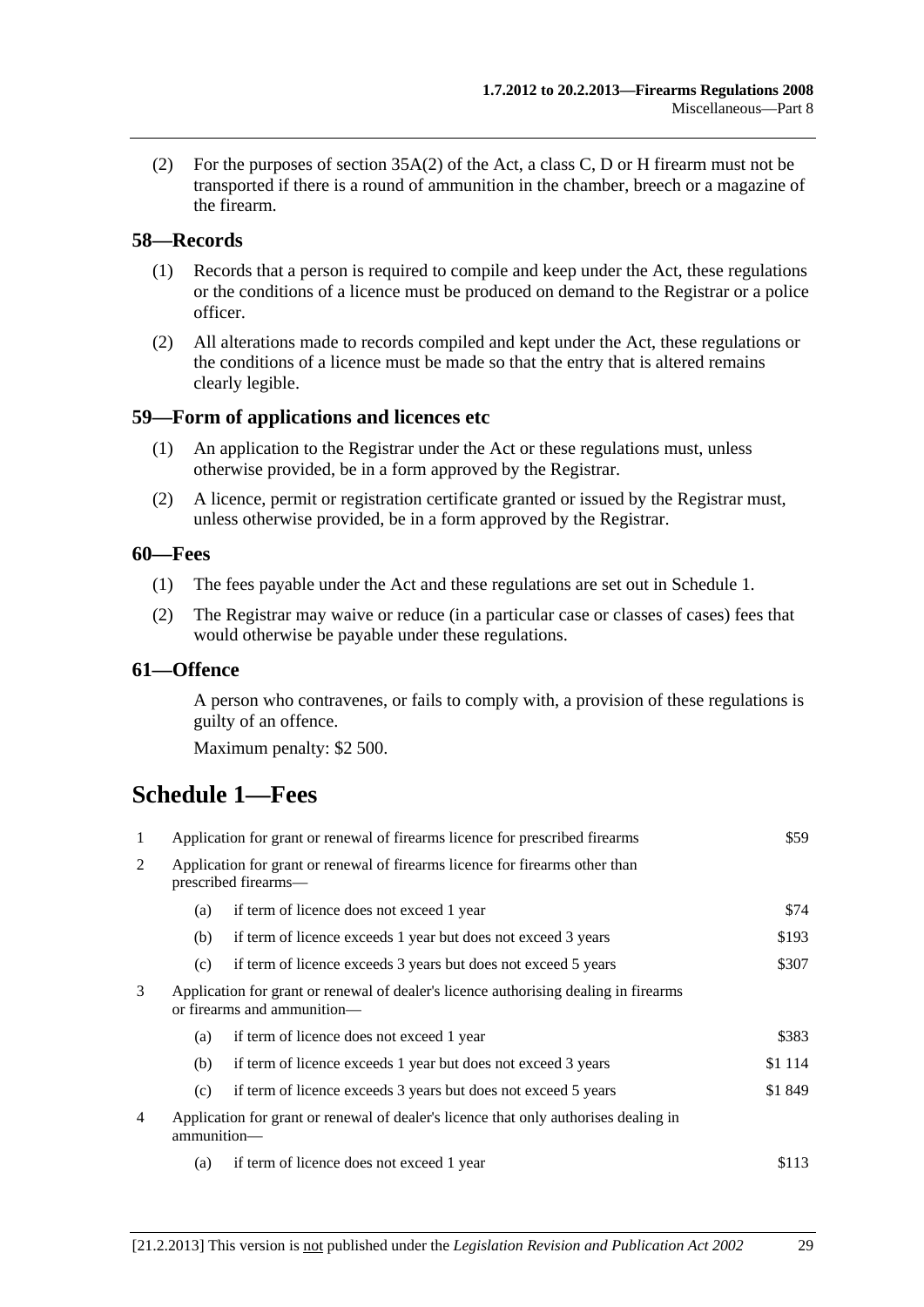(2) For the purposes of section 35A(2) of the Act, a class C, D or H firearm must not be transported if there is a round of ammunition in the chamber, breech or a magazine of the firearm.

### 58—Records

(1) Records that a person is required to compile and keep under the Act, these regulations or the conditions of a licence must be produced on demand to the Registrar or a police officer.

(2) All alterations made to records compiled and kept under the Act, these regulations or the conditions of a licence must be made so that the entry that is altered remains clearly legible.

### 59—Form of applications and licences etc

(1) An application to the Registrar under the Act or these regulations must, unless otherwise provided, be in a form approved by the Registrar.

(2) A licence, permit or registration certificate granted or issued by the Registrar must, unless otherwise provided, be in a form approved by the Registrar.

### 60—Fees

(1) The fees payable under the Act and these regulations are set out in Schedule 1.

(2) The Registrar may waive or reduce (in a particular case or classes of cases) fees that would otherwise be payable under these regulations.

### 61—Offence

A person who contravenes, or fails to comply with, a provision of these regulations is guilty of an offence.

Maximum penalty: $2 500.

## Schedule 1—Fees

| | | | |
|---|---|---|---|
| 1 | Application for grant or renewal of firearms licence for prescribed firearms | | $59 |
| 2 | Application for grant or renewal of firearms licence for firearms other than prescribed firearms— | | |
| | (a) | if term of licence does not exceed 1 year | $74 |
| | (b) | if term of licence exceeds 1 year but does not exceed 3 years | $193 |
| | (c) | if term of licence exceeds 3 years but does not exceed 5 years | $307 |
| 3 | Application for grant or renewal of dealer's licence authorising dealing in firearms or firearms and ammunition— | | |
| | (a) | if term of licence does not exceed 1 year | $383 |
| | (b) | if term of licence exceeds 1 year but does not exceed 3 years | $1 114 |
| | (c) | if term of licence exceeds 3 years but does not exceed 5 years | $1 849 |
| 4 | Application for grant or renewal of dealer's licence that only authorises dealing in ammunition— | | |
| | (a) | if term of licence does not exceed 1 year | $113 |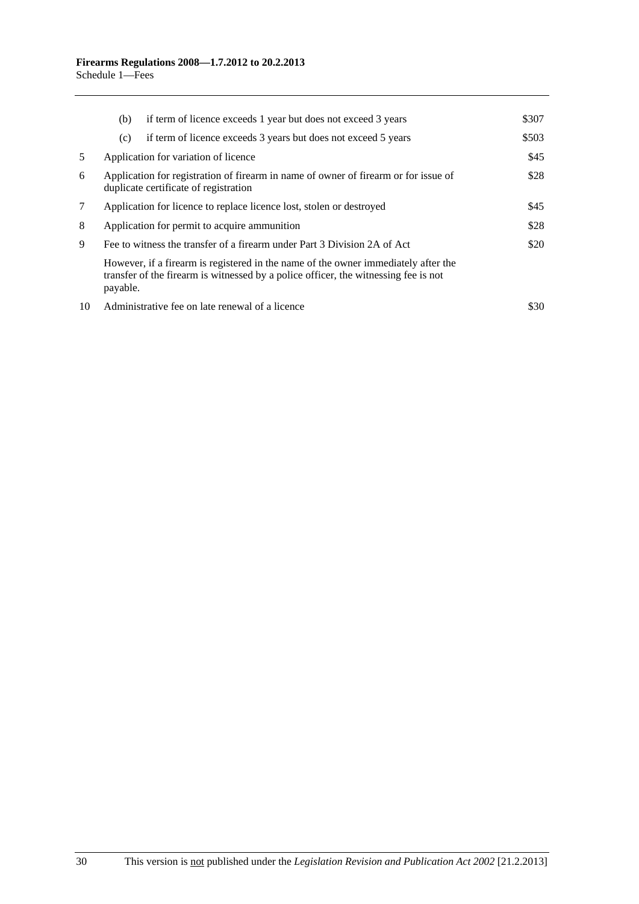| | | |
|---|---|---|
| | (b) if term of licence exceeds 1 year but does not exceed 3 years | \$307 |
| | (c) if term of licence exceeds 3 years but does not exceed 5 years | \$503 |
| 5 | Application for variation of licence | \$45 |
| 6 | Application for registration of firearm in name of owner of firearm or for issue of duplicate certificate of registration | \$28 |
| 7 | Application for licence to replace licence lost, stolen or destroyed | \$45 |
| 8 | Application for permit to acquire ammunition | \$28 |
| 9 | Fee to witness the transfer of a firearm under Part 3 Division 2A of Act | \$20 |
| | However, if a firearm is registered in the name of the owner immediately after the transfer of the firearm is witnessed by a police officer, the witnessing fee is not payable. | |
| 10 | Administrative fee on late renewal of a licence | \$30 |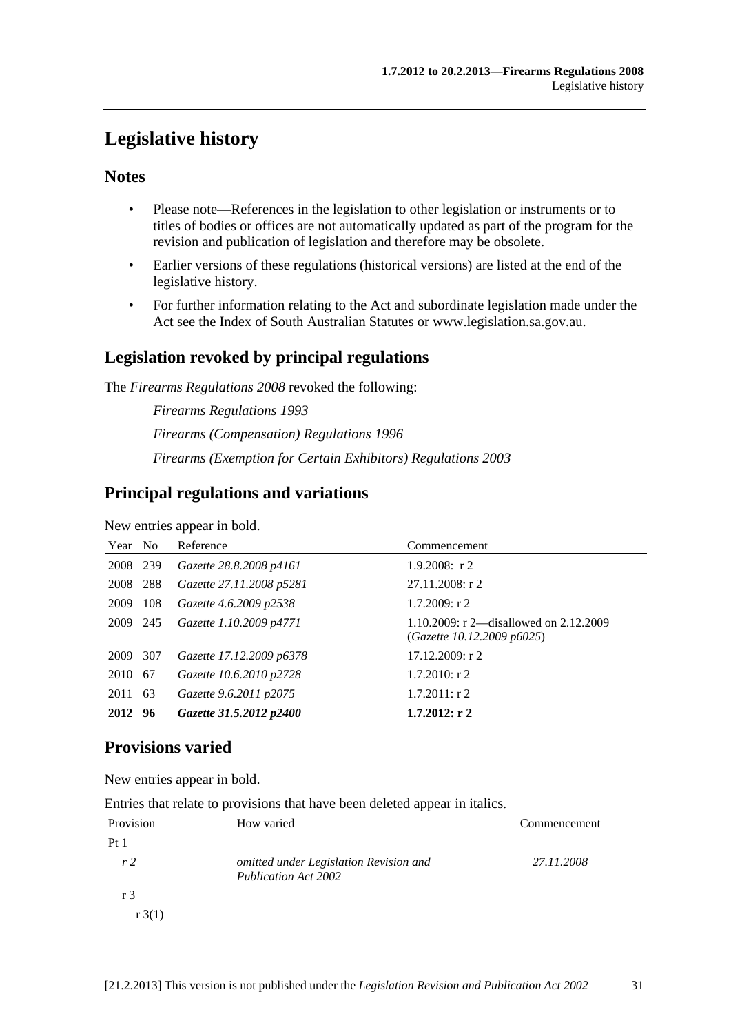# Legislative history

## Notes

- Please note—References in the legislation to other legislation or instruments or to titles of bodies or offices are not automatically updated as part of the program for the revision and publication of legislation and therefore may be obsolete.
- Earlier versions of these regulations (historical versions) are listed at the end of the legislative history.
- For further information relating to the Act and subordinate legislation made under the Act see the Index of South Australian Statutes or www.legislation.sa.gov.au.

## Legislation revoked by principal regulations

The *Firearms Regulations 2008* revoked the following:

*Firearms Regulations 1993*

*Firearms (Compensation) Regulations 1996*

*Firearms (Exemption for Certain Exhibitors) Regulations 2003*

## Principal regulations and variations

New entries appear in bold.

| Year | No | Reference | Commencement |
|---|---|---|---|
| 2008 | 239 | *Gazette 28.8.2008 p4161* | 1.9.2008: r 2 |
| 2008 | 288 | *Gazette 27.11.2008 p5281* | 27.11.2008: r 2 |
| 2009 | 108 | *Gazette 4.6.2009 p2538* | 1.7.2009: r 2 |
| 2009 | 245 | *Gazette 1.10.2009 p4771* | 1.10.2009: r 2—disallowed on 2.12.2009 (*Gazette 10.12.2009 p6025*) |
| 2009 | 307 | *Gazette 17.12.2009 p6378* | 17.12.2009: r 2 |
| 2010 | 67 | *Gazette 10.6.2010 p2728* | 1.7.2010: r 2 |
| 2011 | 63 | *Gazette 9.6.2011 p2075* | 1.7.2011: r 2 |
| **2012** | **96** | ***Gazette 31.5.2012 p2400*** | **1.7.2012: r 2** |

## Provisions varied

New entries appear in bold.

Entries that relate to provisions that have been deleted appear in italics.

| Provision | How varied | Commencement |
|---|---|---|
| Pt 1 | | |
| *r 2* | *omitted under Legislation Revision and Publication Act 2002* | *27.11.2008* |
| r 3 | | |
| r 3(1) | | |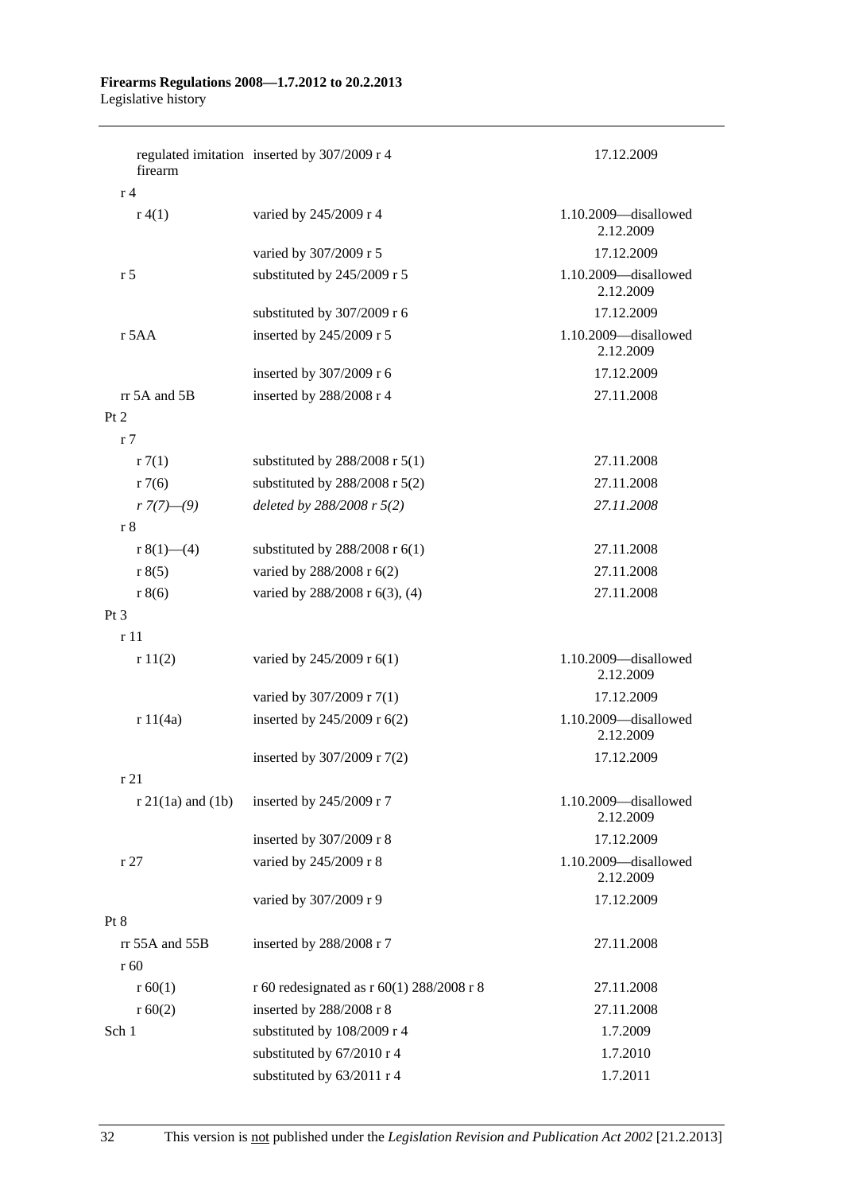| | | |
|---|---|---|
| regulated imitation firearm | inserted by 307/2009 r 4 | 17.12.2009 |
| r 4 | | |
| r 4(1) | varied by 245/2009 r 4 | 1.10.2009—disallowed 2.12.2009 |
| | varied by 307/2009 r 5 | 17.12.2009 |
| r 5 | substituted by 245/2009 r 5 | 1.10.2009—disallowed 2.12.2009 |
| | substituted by 307/2009 r 6 | 17.12.2009 |
| r 5AA | inserted by 245/2009 r 5 | 1.10.2009—disallowed 2.12.2009 |
| | inserted by 307/2009 r 6 | 17.12.2009 |
| rr 5A and 5B | inserted by 288/2008 r 4 | 27.11.2008 |
| Pt 2 | | |
| r 7 | | |
| r 7(1) | substituted by 288/2008 r 5(1) | 27.11.2008 |
| r 7(6) | substituted by 288/2008 r 5(2) | 27.11.2008 |
| *r 7(7)—(9)* | *deleted by 288/2008 r 5(2)* | *27.11.2008* |
| r 8 | | |
| r 8(1)—(4) | substituted by 288/2008 r 6(1) | 27.11.2008 |
| r 8(5) | varied by 288/2008 r 6(2) | 27.11.2008 |
| r 8(6) | varied by 288/2008 r 6(3), (4) | 27.11.2008 |
| Pt 3 | | |
| r 11 | | |
| r 11(2) | varied by 245/2009 r 6(1) | 1.10.2009—disallowed 2.12.2009 |
| | varied by 307/2009 r 7(1) | 17.12.2009 |
| r 11(4a) | inserted by 245/2009 r 6(2) | 1.10.2009—disallowed 2.12.2009 |
| | inserted by 307/2009 r 7(2) | 17.12.2009 |
| r 21 | | |
| r 21(1a) and (1b) | inserted by 245/2009 r 7 | 1.10.2009—disallowed 2.12.2009 |
| | inserted by 307/2009 r 8 | 17.12.2009 |
| r 27 | varied by 245/2009 r 8 | 1.10.2009—disallowed 2.12.2009 |
| | varied by 307/2009 r 9 | 17.12.2009 |
| Pt 8 | | |
| rr 55A and 55B | inserted by 288/2008 r 7 | 27.11.2008 |
| r 60 | | |
| r 60(1) | r 60 redesignated as r 60(1) 288/2008 r 8 | 27.11.2008 |
| r 60(2) | inserted by 288/2008 r 8 | 27.11.2008 |
| Sch 1 | substituted by 108/2009 r 4 | 1.7.2009 |
| | substituted by 67/2010 r 4 | 1.7.2010 |
| | substituted by 63/2011 r 4 | 1.7.2011 |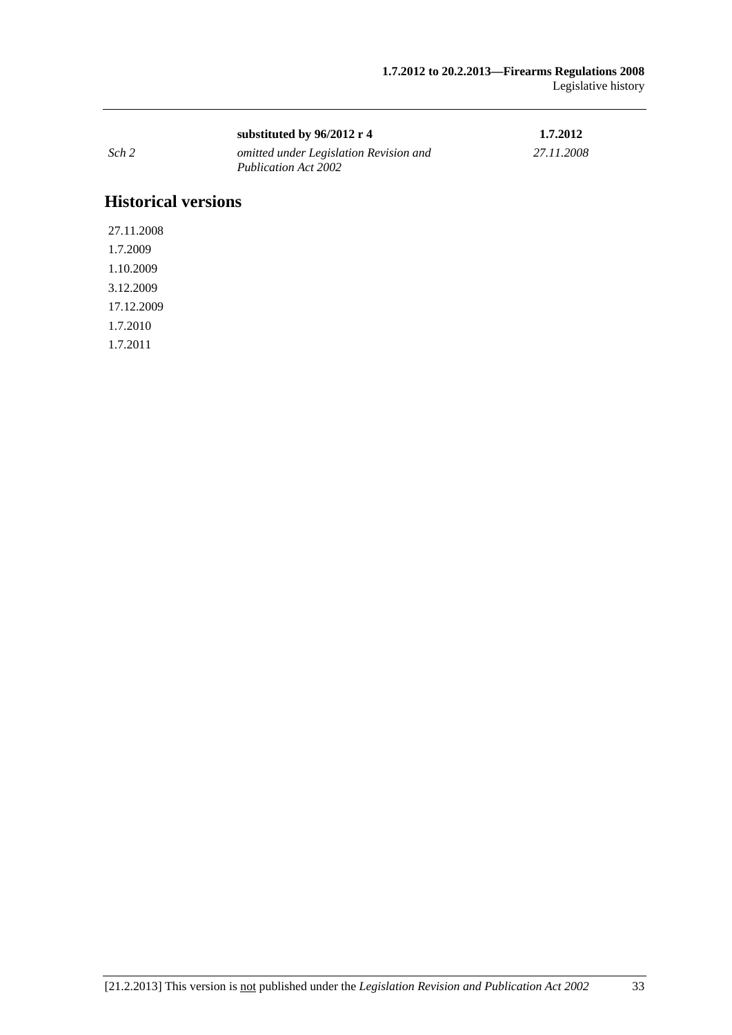| | | |
|---|---|---|
| | **substituted by 96/2012 r 4** | **1.7.2012** |
| *Sch 2* | *omitted under Legislation Revision and Publication Act 2002* | *27.11.2008* |

## Historical versions

27.11.2008

1.7.2009

1.10.2009

3.12.2009

17.12.2009

1.7.2010

1.7.2011